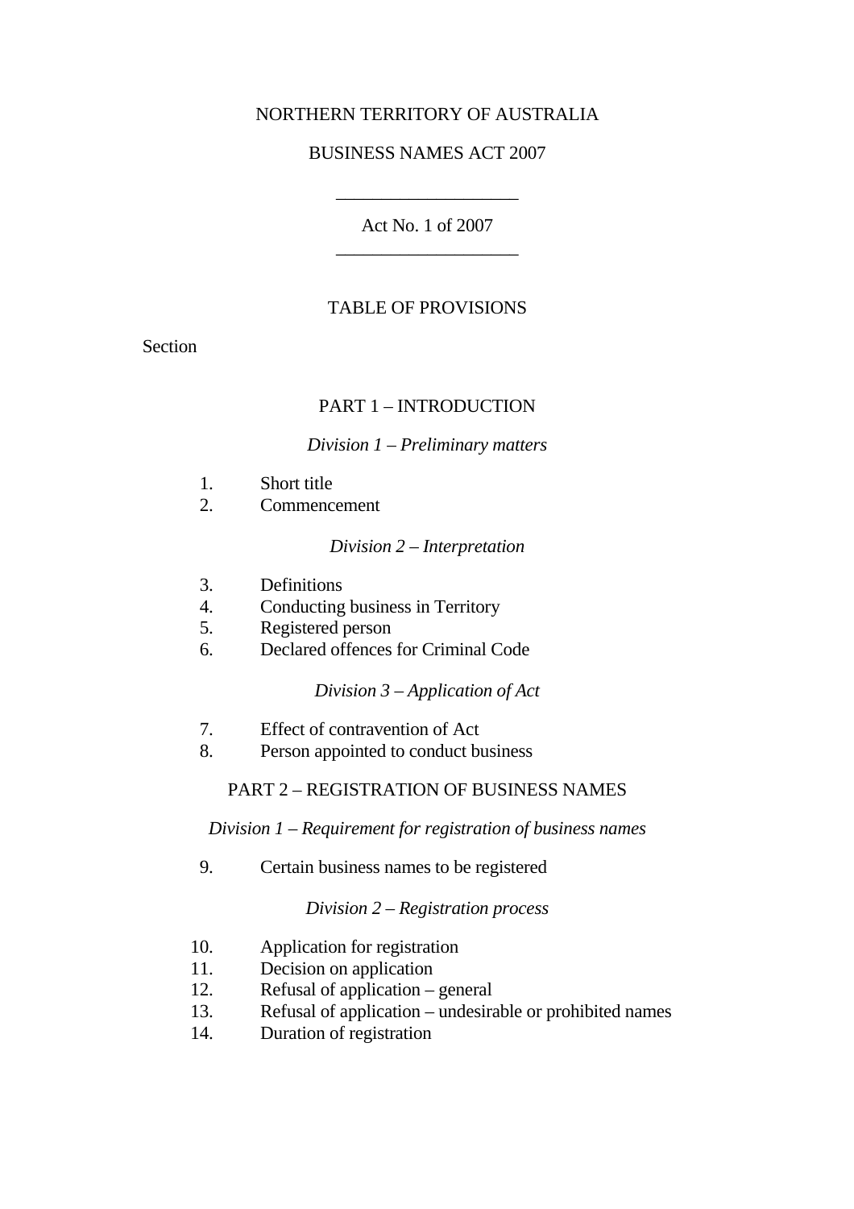NORTHERN TERRITORY OF AUSTRALIA

BUSINESS NAMES ACT 2007

---

Act No. 1 of 2007

---

TABLE OF PROVISIONS

Section

PART 1 – INTRODUCTION

*Division 1 – Preliminary matters*

1. Short title
2. Commencement

*Division 2 – Interpretation*

3. Definitions
4. Conducting business in Territory
5. Registered person
6. Declared offences for Criminal Code

*Division 3 – Application of Act*

7. Effect of contravention of Act
8. Person appointed to conduct business

PART 2 – REGISTRATION OF BUSINESS NAMES

*Division 1 – Requirement for registration of business names*

9. Certain business names to be registered

*Division 2 – Registration process*

10. Application for registration
11. Decision on application
12. Refusal of application – general
13. Refusal of application – undesirable or prohibited names
14. Duration of registration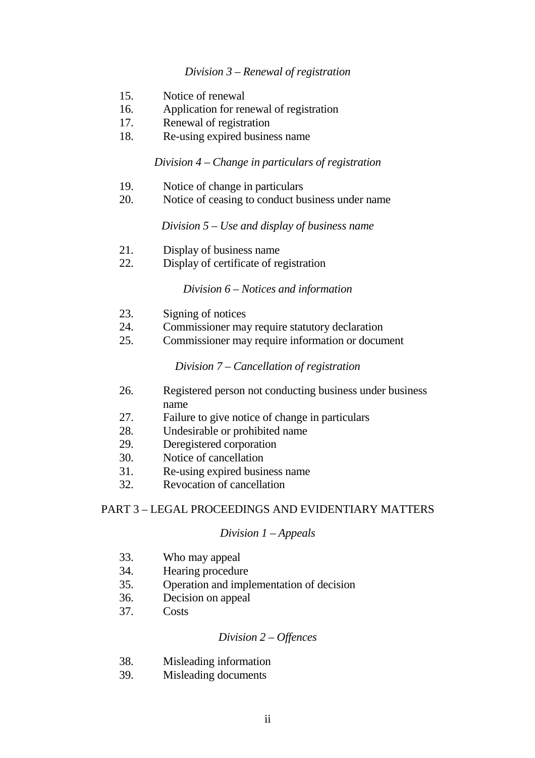*Division 3 – Renewal of registration*

15. Notice of renewal
16. Application for renewal of registration
17. Renewal of registration
18. Re-using expired business name

*Division 4 – Change in particulars of registration*

19. Notice of change in particulars
20. Notice of ceasing to conduct business under name

*Division 5 – Use and display of business name*

21. Display of business name
22. Display of certificate of registration

*Division 6 – Notices and information*

23. Signing of notices
24. Commissioner may require statutory declaration
25. Commissioner may require information or document

*Division 7 – Cancellation of registration*

26. Registered person not conducting business under business name
27. Failure to give notice of change in particulars
28. Undesirable or prohibited name
29. Deregistered corporation
30. Notice of cancellation
31. Re-using expired business name
32. Revocation of cancellation

PART 3 – LEGAL PROCEEDINGS AND EVIDENTIARY MATTERS

*Division 1 – Appeals*

33. Who may appeal
34. Hearing procedure
35. Operation and implementation of decision
36. Decision on appeal
37. Costs

*Division 2 – Offences*

38. Misleading information
39. Misleading documents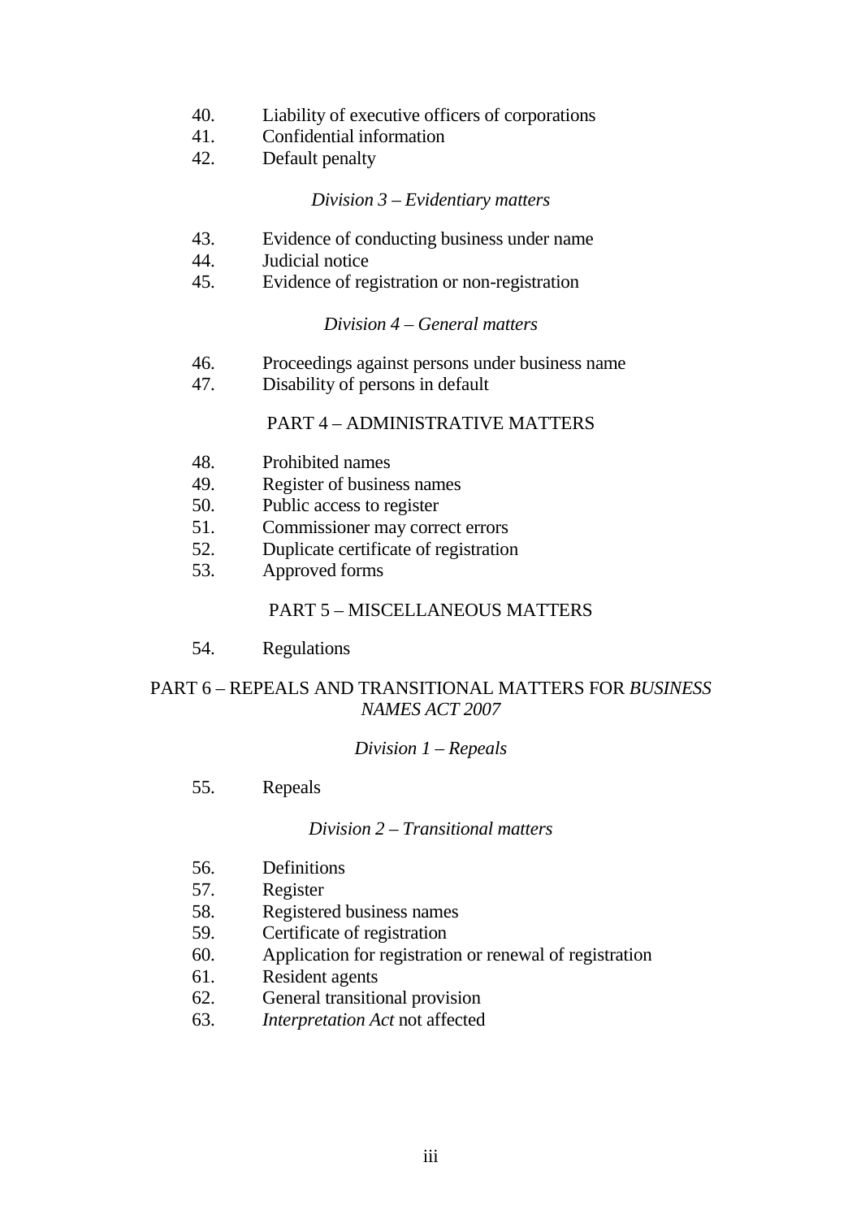40. Liability of executive officers of corporations
41. Confidential information
42. Default penalty

*Division 3 – Evidentiary matters*

43. Evidence of conducting business under name
44. Judicial notice
45. Evidence of registration or non-registration

*Division 4 – General matters*

46. Proceedings against persons under business name
47. Disability of persons in default

PART 4 – ADMINISTRATIVE MATTERS

48. Prohibited names
49. Register of business names
50. Public access to register
51. Commissioner may correct errors
52. Duplicate certificate of registration
53. Approved forms

PART 5 – MISCELLANEOUS MATTERS

54. Regulations

PART 6 – REPEALS AND TRANSITIONAL MATTERS FOR *BUSINESS NAMES ACT 2007*

*Division 1 – Repeals*

55. Repeals

*Division 2 – Transitional matters*

56. Definitions
57. Register
58. Registered business names
59. Certificate of registration
60. Application for registration or renewal of registration
61. Resident agents
62. General transitional provision
63. *Interpretation Act* not affected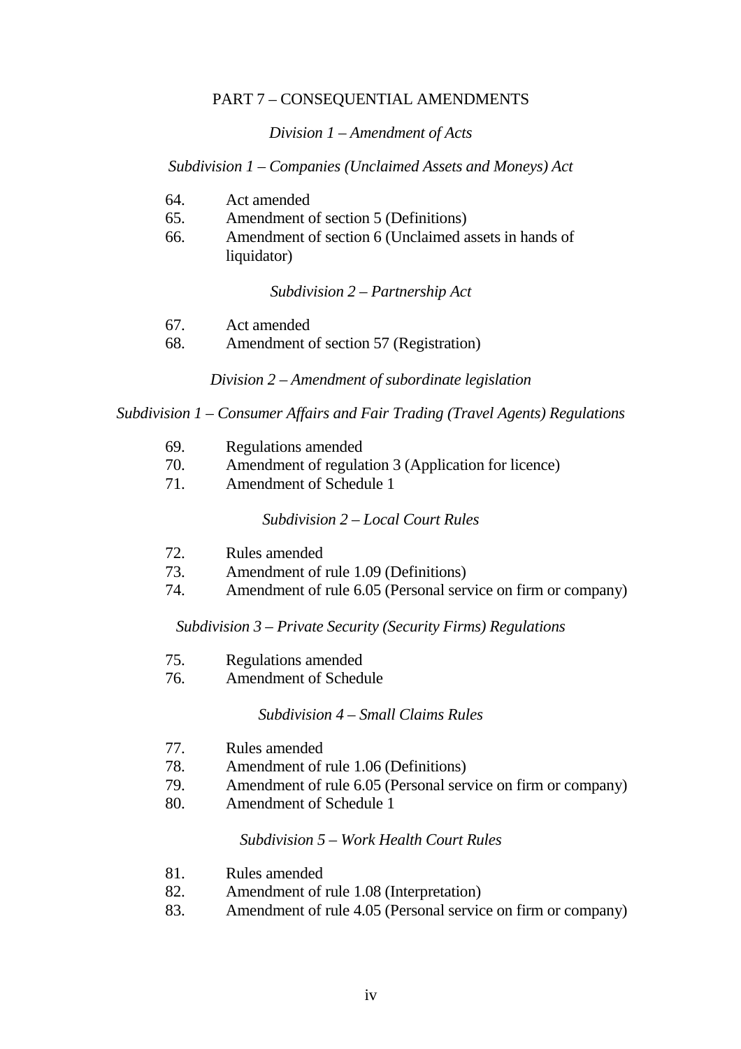PART 7 – CONSEQUENTIAL AMENDMENTS

*Division 1 – Amendment of Acts*

*Subdivision 1 – Companies (Unclaimed Assets and Moneys) Act*

64. Act amended
65. Amendment of section 5 (Definitions)
66. Amendment of section 6 (Unclaimed assets in hands of liquidator)

*Subdivision 2 – Partnership Act*

67. Act amended
68. Amendment of section 57 (Registration)

*Division 2 – Amendment of subordinate legislation*

*Subdivision 1 – Consumer Affairs and Fair Trading (Travel Agents) Regulations*

69. Regulations amended
70. Amendment of regulation 3 (Application for licence)
71. Amendment of Schedule 1

*Subdivision 2 – Local Court Rules*

72. Rules amended
73. Amendment of rule 1.09 (Definitions)
74. Amendment of rule 6.05 (Personal service on firm or company)

*Subdivision 3 – Private Security (Security Firms) Regulations*

75. Regulations amended
76. Amendment of Schedule

*Subdivision 4 – Small Claims Rules*

77. Rules amended
78. Amendment of rule 1.06 (Definitions)
79. Amendment of rule 6.05 (Personal service on firm or company)
80. Amendment of Schedule 1

*Subdivision 5 – Work Health Court Rules*

81. Rules amended
82. Amendment of rule 1.08 (Interpretation)
83. Amendment of rule 4.05 (Personal service on firm or company)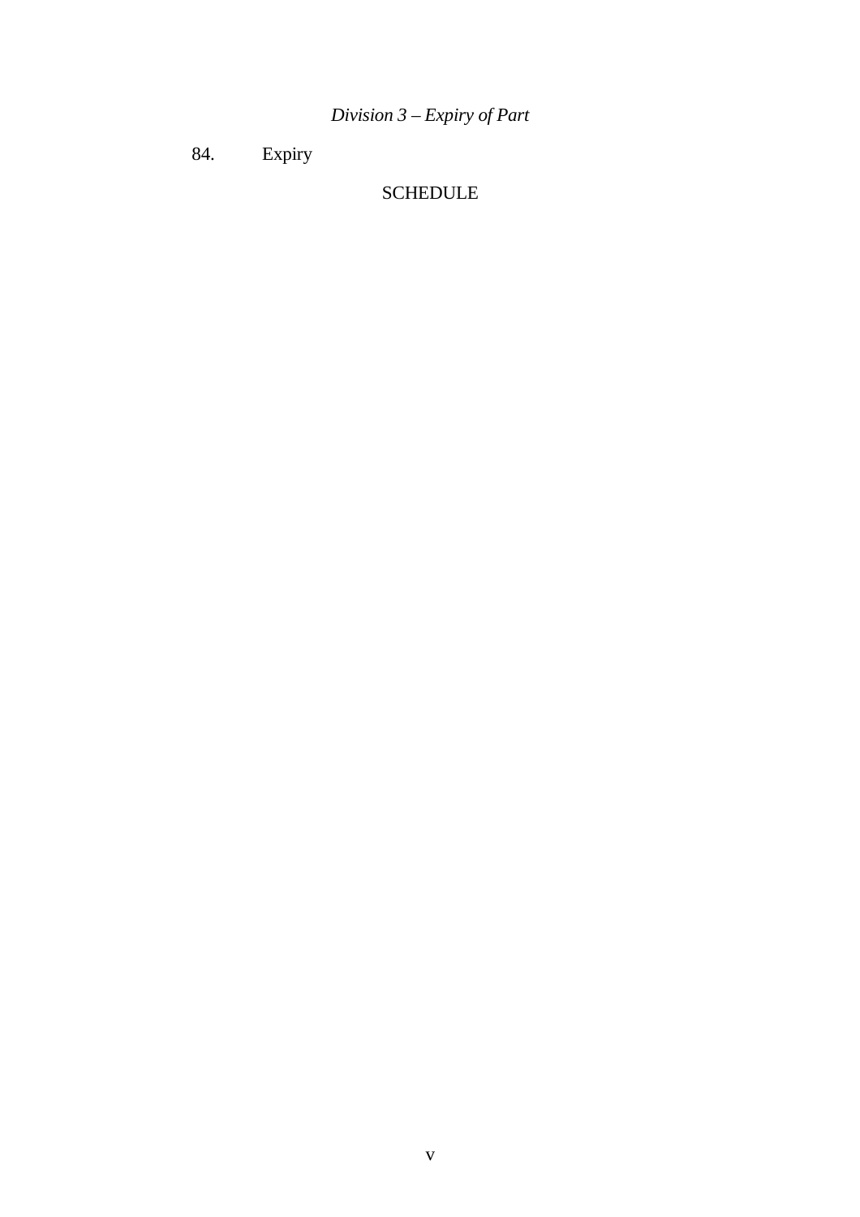*Division 3 – Expiry of Part*

84. Expiry

SCHEDULE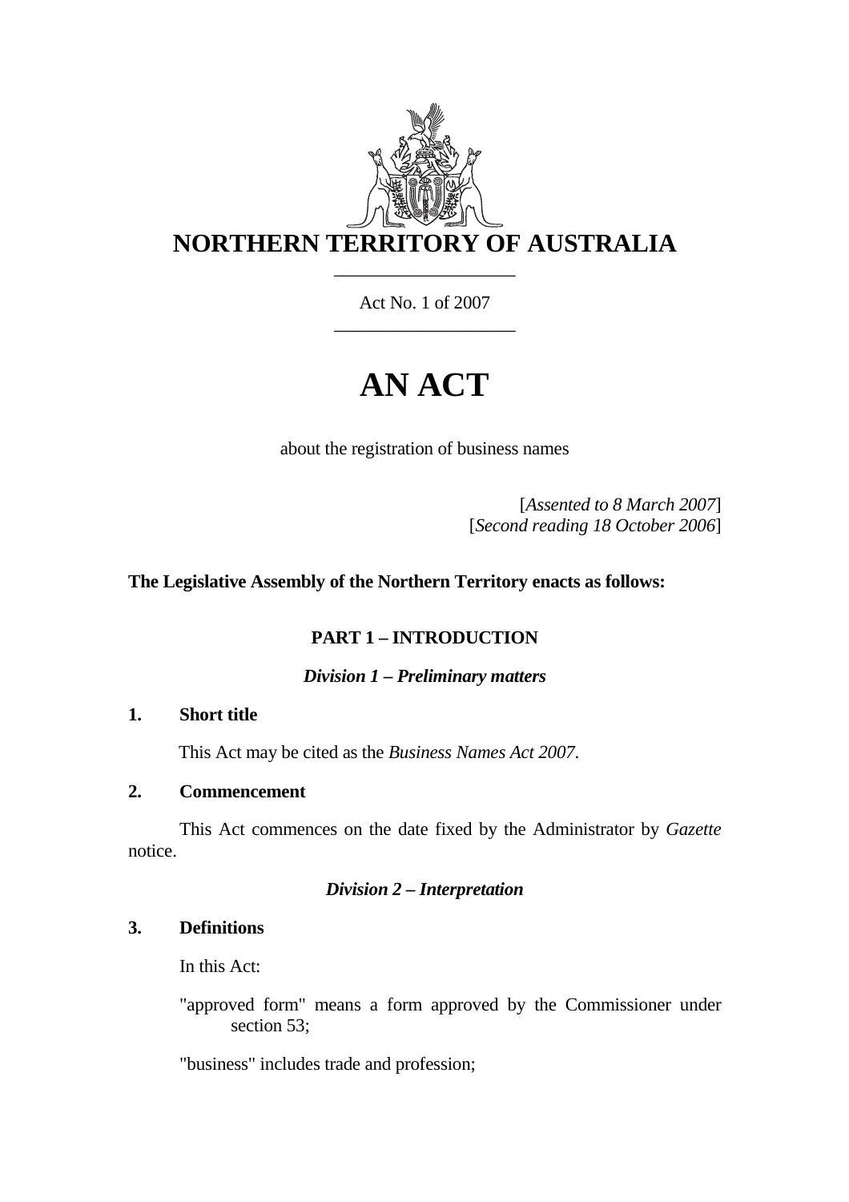# NORTHERN TERRITORY OF AUSTRALIA

Act No. 1 of 2007

# AN ACT

about the registration of business names

[*Assented to 8 March 2007*]
[*Second reading 18 October 2006*]

**The Legislative Assembly of the Northern Territory enacts as follows:**

## PART 1 – INTRODUCTION

### *Division 1 – Preliminary matters*

**1. Short title**

This Act may be cited as the *Business Names Act 2007*.

**2. Commencement**

This Act commences on the date fixed by the Administrator by *Gazette* notice.

### *Division 2 – Interpretation*

**3. Definitions**

In this Act:

"approved form" means a form approved by the Commissioner under section 53;

"business" includes trade and profession;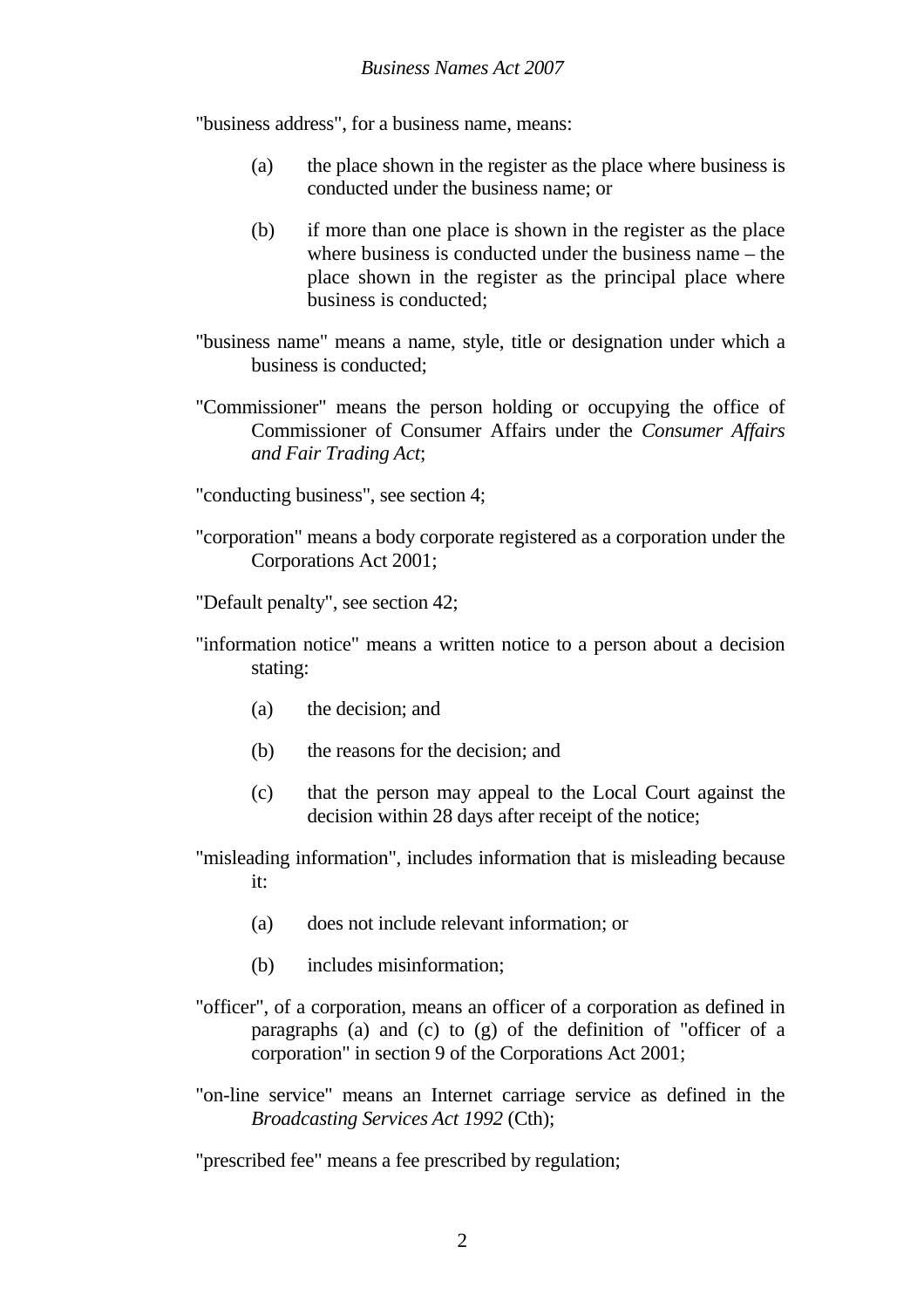"business address", for a business name, means:

(a) the place shown in the register as the place where business is conducted under the business name; or

(b) if more than one place is shown in the register as the place where business is conducted under the business name – the place shown in the register as the principal place where business is conducted;

"business name" means a name, style, title or designation under which a business is conducted;

"Commissioner" means the person holding or occupying the office of Commissioner of Consumer Affairs under the *Consumer Affairs and Fair Trading Act*;

"conducting business", see section 4;

"corporation" means a body corporate registered as a corporation under the Corporations Act 2001;

"Default penalty", see section 42;

"information notice" means a written notice to a person about a decision stating:

(a) the decision; and

(b) the reasons for the decision; and

(c) that the person may appeal to the Local Court against the decision within 28 days after receipt of the notice;

"misleading information", includes information that is misleading because it:

(a) does not include relevant information; or

(b) includes misinformation;

"officer", of a corporation, means an officer of a corporation as defined in paragraphs (a) and (c) to (g) of the definition of "officer of a corporation" in section 9 of the Corporations Act 2001;

"on-line service" means an Internet carriage service as defined in the *Broadcasting Services Act 1992* (Cth);

"prescribed fee" means a fee prescribed by regulation;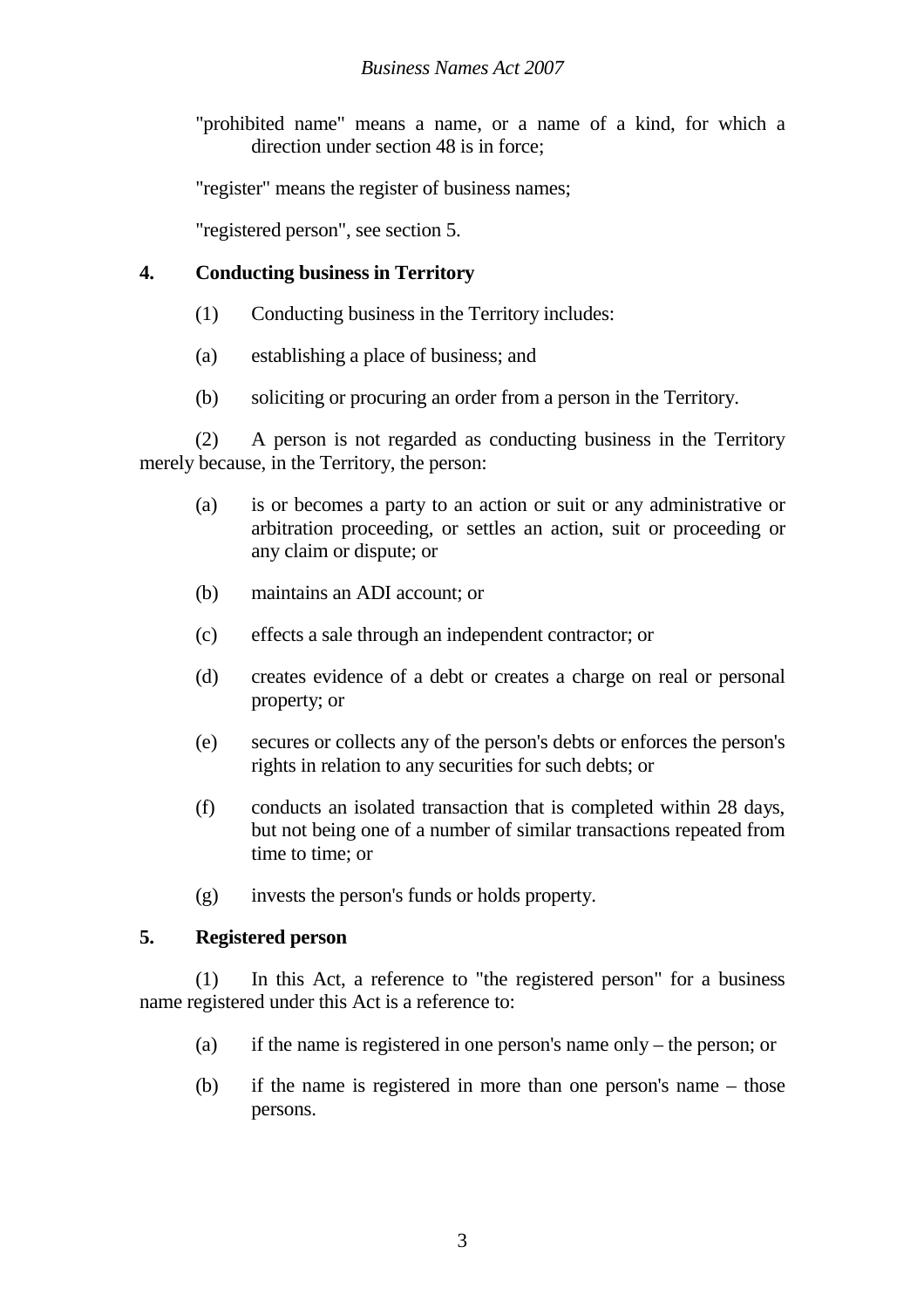"prohibited name" means a name, or a name of a kind, for which a direction under section 48 is in force;

"register" means the register of business names;

"registered person", see section 5.

## 4. Conducting business in Territory

(1) Conducting business in the Territory includes:

(a) establishing a place of business; and

(b) soliciting or procuring an order from a person in the Territory.

(2) A person is not regarded as conducting business in the Territory merely because, in the Territory, the person:

(a) is or becomes a party to an action or suit or any administrative or arbitration proceeding, or settles an action, suit or proceeding or any claim or dispute; or

(b) maintains an ADI account; or

(c) effects a sale through an independent contractor; or

(d) creates evidence of a debt or creates a charge on real or personal property; or

(e) secures or collects any of the person's debts or enforces the person's rights in relation to any securities for such debts; or

(f) conducts an isolated transaction that is completed within 28 days, but not being one of a number of similar transactions repeated from time to time; or

(g) invests the person's funds or holds property.

## 5. Registered person

(1) In this Act, a reference to "the registered person" for a business name registered under this Act is a reference to:

(a) if the name is registered in one person's name only – the person; or

(b) if the name is registered in more than one person's name – those persons.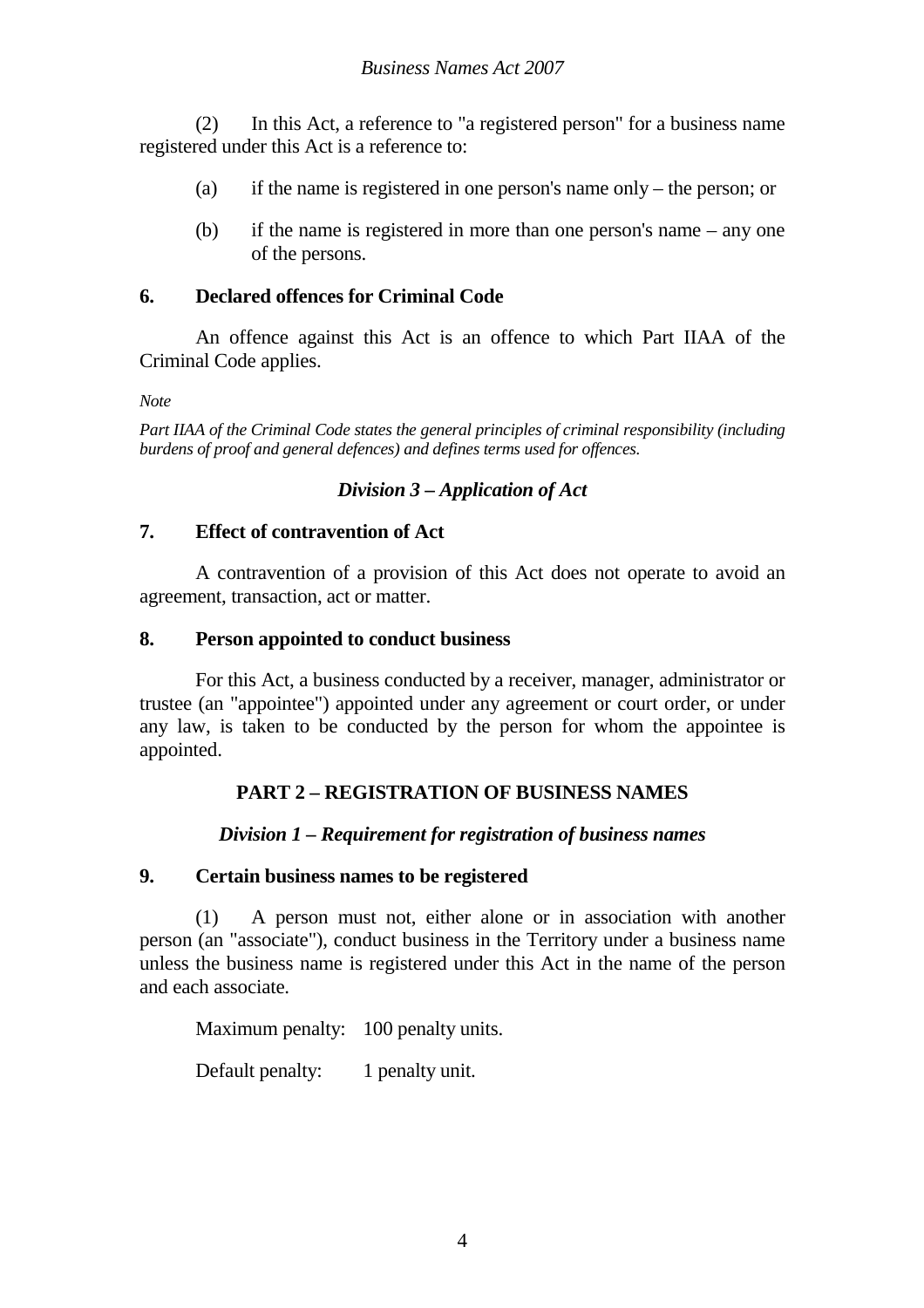(2) In this Act, a reference to "a registered person" for a business name registered under this Act is a reference to:

(a) if the name is registered in one person's name only – the person; or

(b) if the name is registered in more than one person's name – any one of the persons.

**6. Declared offences for Criminal Code**

An offence against this Act is an offence to which Part IIAA of the Criminal Code applies.

*Note*

*Part IIAA of the Criminal Code states the general principles of criminal responsibility (including burdens of proof and general defences) and defines terms used for offences.*

### *Division 3 – Application of Act*

**7. Effect of contravention of Act**

A contravention of a provision of this Act does not operate to avoid an agreement, transaction, act or matter.

**8. Person appointed to conduct business**

For this Act, a business conducted by a receiver, manager, administrator or trustee (an "appointee") appointed under any agreement or court order, or under any law, is taken to be conducted by the person for whom the appointee is appointed.

## PART 2 – REGISTRATION OF BUSINESS NAMES

### *Division 1 – Requirement for registration of business names*

**9. Certain business names to be registered**

(1) A person must not, either alone or in association with another person (an "associate"), conduct business in the Territory under a business name unless the business name is registered under this Act in the name of the person and each associate.

Maximum penalty: 100 penalty units.

Default penalty: 1 penalty unit.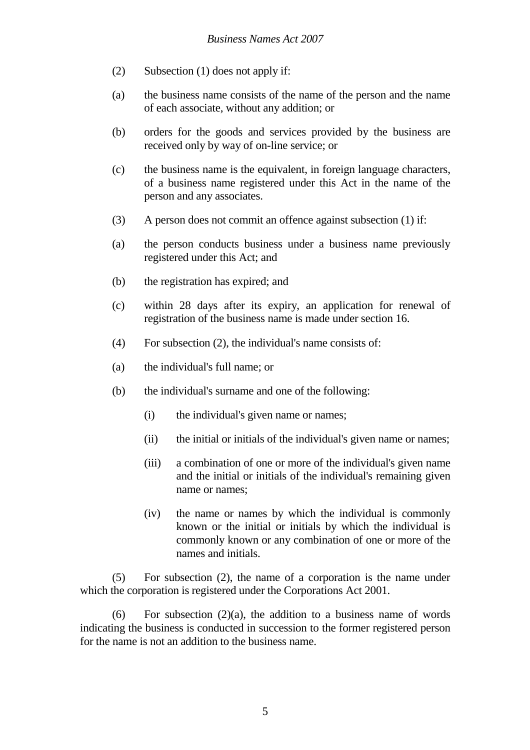(2) Subsection (1) does not apply if:

(a) the business name consists of the name of the person and the name of each associate, without any addition; or

(b) orders for the goods and services provided by the business are received only by way of on-line service; or

(c) the business name is the equivalent, in foreign language characters, of a business name registered under this Act in the name of the person and any associates.

(3) A person does not commit an offence against subsection (1) if:

(a) the person conducts business under a business name previously registered under this Act; and

(b) the registration has expired; and

(c) within 28 days after its expiry, an application for renewal of registration of the business name is made under section 16.

(4) For subsection (2), the individual's name consists of:

(a) the individual's full name; or

(b) the individual's surname and one of the following:

 (i) the individual's given name or names;

 (ii) the initial or initials of the individual's given name or names;

 (iii) a combination of one or more of the individual's given name and the initial or initials of the individual's remaining given name or names;

 (iv) the name or names by which the individual is commonly known or the initial or initials by which the individual is commonly known or any combination of one or more of the names and initials.

(5) For subsection (2), the name of a corporation is the name under which the corporation is registered under the Corporations Act 2001.

(6) For subsection (2)(a), the addition to a business name of words indicating the business is conducted in succession to the former registered person for the name is not an addition to the business name.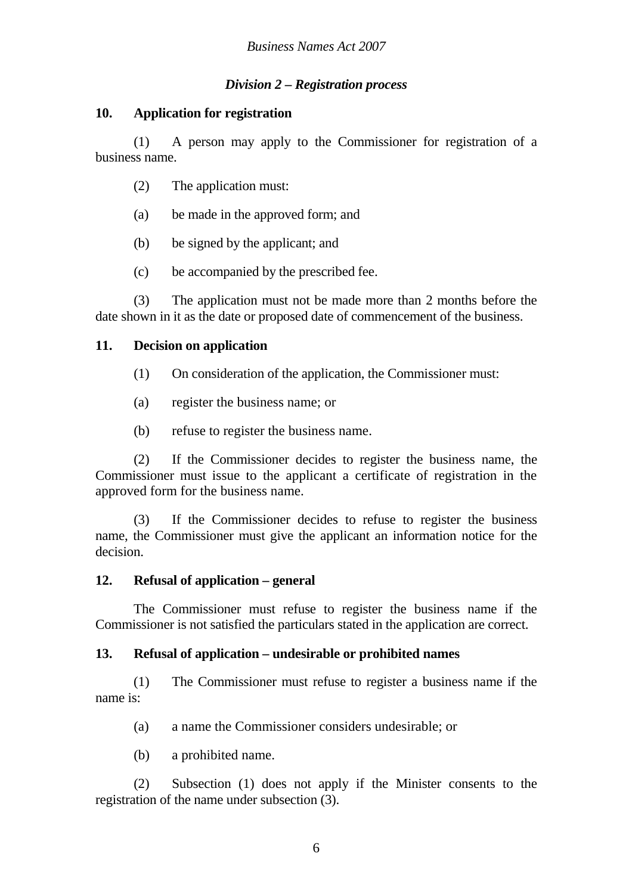### *Division 2 – Registration process*

**10. Application for registration**

(1) A person may apply to the Commissioner for registration of a business name.

(2) The application must:

(a) be made in the approved form; and

(b) be signed by the applicant; and

(c) be accompanied by the prescribed fee.

(3) The application must not be made more than 2 months before the date shown in it as the date or proposed date of commencement of the business.

**11. Decision on application**

(1) On consideration of the application, the Commissioner must:

(a) register the business name; or

(b) refuse to register the business name.

(2) If the Commissioner decides to register the business name, the Commissioner must issue to the applicant a certificate of registration in the approved form for the business name.

(3) If the Commissioner decides to refuse to register the business name, the Commissioner must give the applicant an information notice for the decision.

**12. Refusal of application – general**

The Commissioner must refuse to register the business name if the Commissioner is not satisfied the particulars stated in the application are correct.

**13. Refusal of application – undesirable or prohibited names**

(1) The Commissioner must refuse to register a business name if the name is:

(a) a name the Commissioner considers undesirable; or

(b) a prohibited name.

(2) Subsection (1) does not apply if the Minister consents to the registration of the name under subsection (3).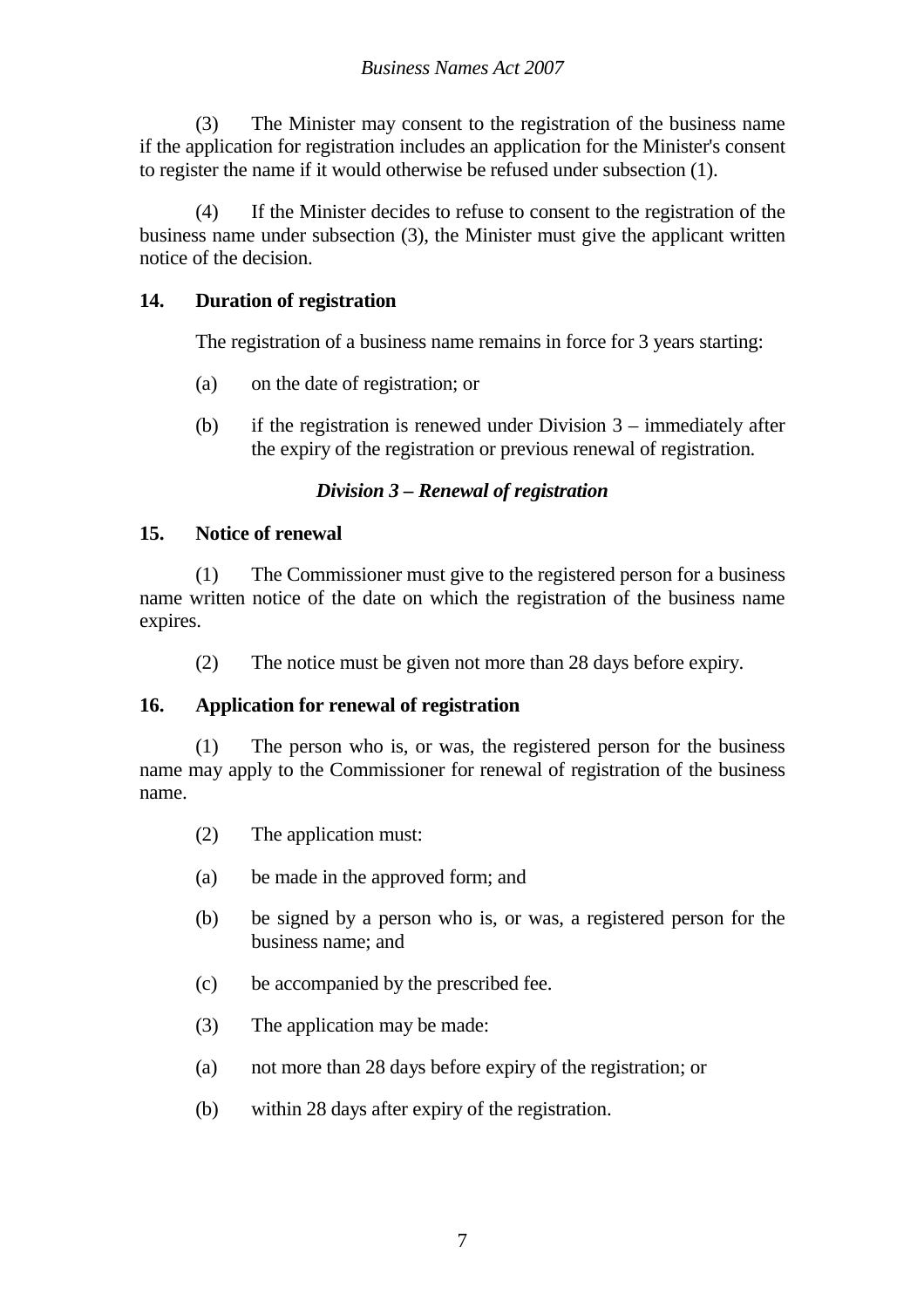(3) The Minister may consent to the registration of the business name if the application for registration includes an application for the Minister's consent to register the name if it would otherwise be refused under subsection (1).

(4) If the Minister decides to refuse to consent to the registration of the business name under subsection (3), the Minister must give the applicant written notice of the decision.

**14. Duration of registration**

The registration of a business name remains in force for 3 years starting:

(a) on the date of registration; or

(b) if the registration is renewed under Division 3 – immediately after the expiry of the registration or previous renewal of registration.

***Division 3 – Renewal of registration***

**15. Notice of renewal**

(1) The Commissioner must give to the registered person for a business name written notice of the date on which the registration of the business name expires.

(2) The notice must be given not more than 28 days before expiry.

**16. Application for renewal of registration**

(1) The person who is, or was, the registered person for the business name may apply to the Commissioner for renewal of registration of the business name.

(2) The application must:

(a) be made in the approved form; and

(b) be signed by a person who is, or was, a registered person for the business name; and

(c) be accompanied by the prescribed fee.

(3) The application may be made:

(a) not more than 28 days before expiry of the registration; or

(b) within 28 days after expiry of the registration.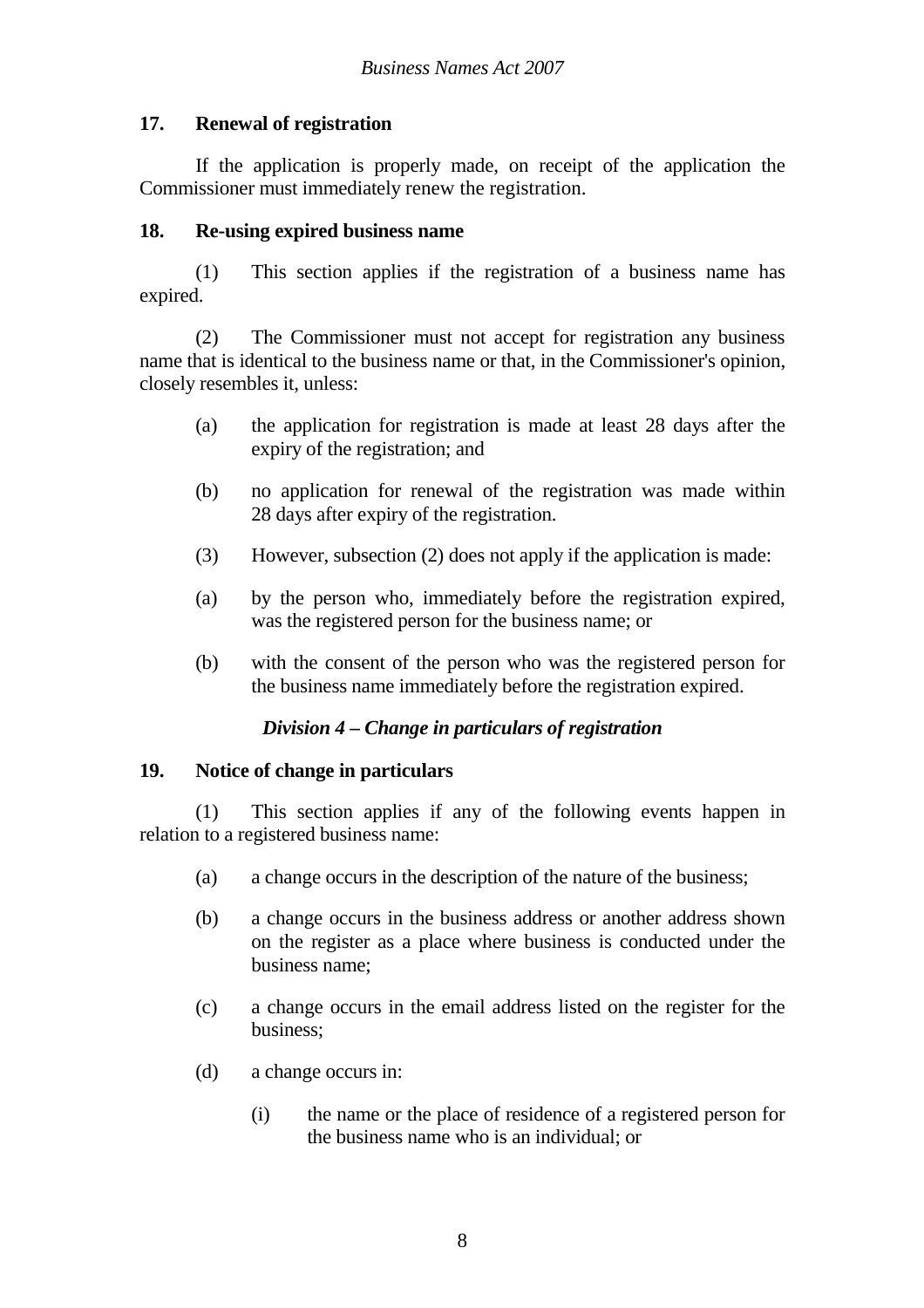### 17. Renewal of registration

If the application is properly made, on receipt of the application the Commissioner must immediately renew the registration.

### 18. Re-using expired business name

(1) This section applies if the registration of a business name has expired.

(2) The Commissioner must not accept for registration any business name that is identical to the business name or that, in the Commissioner's opinion, closely resembles it, unless:

(a) the application for registration is made at least 28 days after the expiry of the registration; and

(b) no application for renewal of the registration was made within 28 days after expiry of the registration.

(3) However, subsection (2) does not apply if the application is made:

(a) by the person who, immediately before the registration expired, was the registered person for the business name; or

(b) with the consent of the person who was the registered person for the business name immediately before the registration expired.

## *Division 4 – Change in particulars of registration*

### 19. Notice of change in particulars

(1) This section applies if any of the following events happen in relation to a registered business name:

(a) a change occurs in the description of the nature of the business;

(b) a change occurs in the business address or another address shown on the register as a place where business is conducted under the business name;

(c) a change occurs in the email address listed on the register for the business;

(d) a change occurs in:

(i) the name or the place of residence of a registered person for the business name who is an individual; or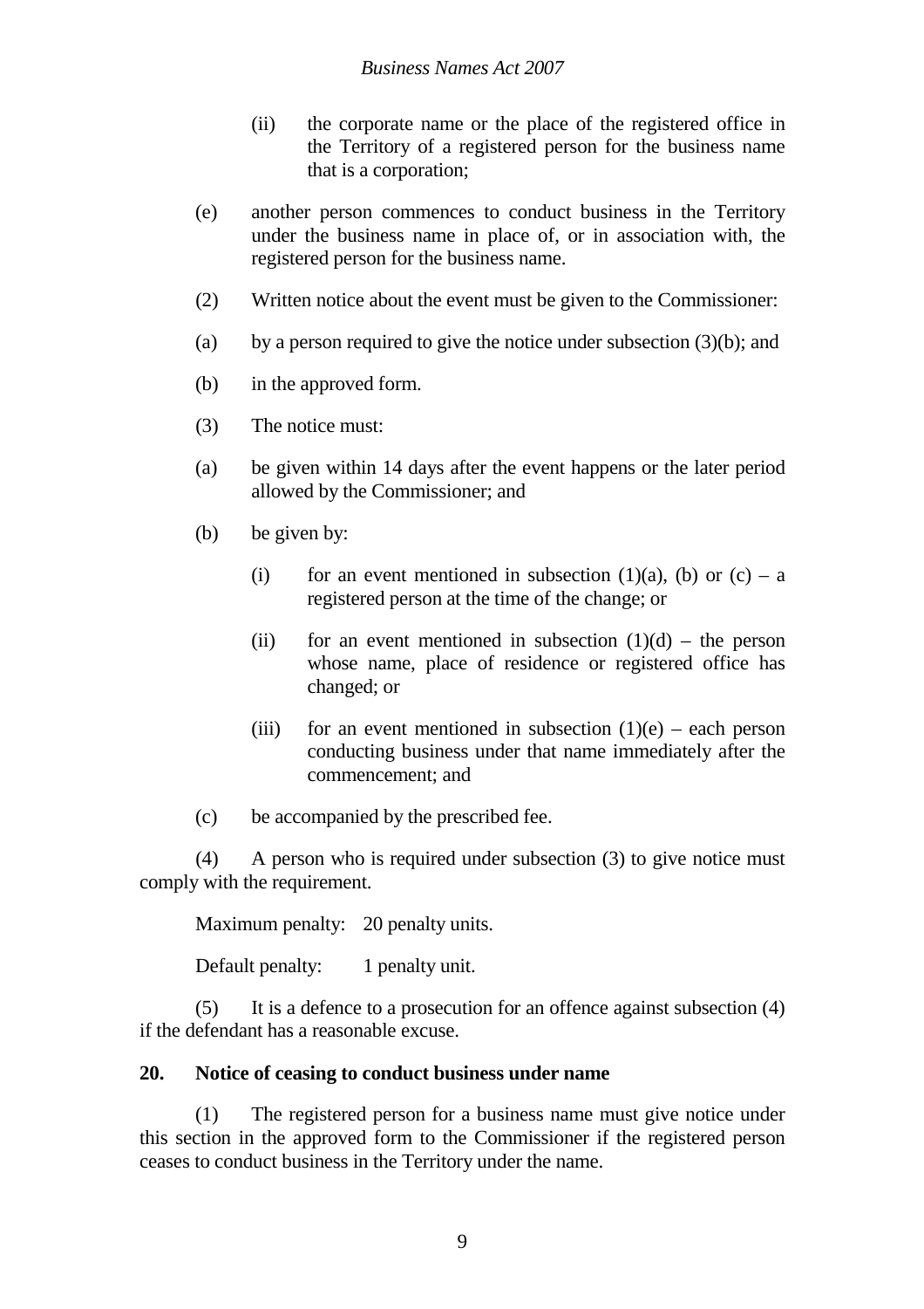(ii) the corporate name or the place of the registered office in the Territory of a registered person for the business name that is a corporation;

(e) another person commences to conduct business in the Territory under the business name in place of, or in association with, the registered person for the business name.

(2) Written notice about the event must be given to the Commissioner:

(a) by a person required to give the notice under subsection (3)(b); and

(b) in the approved form.

(3) The notice must:

(a) be given within 14 days after the event happens or the later period allowed by the Commissioner; and

(b) be given by:

(i) for an event mentioned in subsection (1)(a), (b) or (c) – a registered person at the time of the change; or

(ii) for an event mentioned in subsection (1)(d) – the person whose name, place of residence or registered office has changed; or

(iii) for an event mentioned in subsection (1)(e) – each person conducting business under that name immediately after the commencement; and

(c) be accompanied by the prescribed fee.

(4) A person who is required under subsection (3) to give notice must comply with the requirement.

Maximum penalty: 20 penalty units.

Default penalty: 1 penalty unit.

(5) It is a defence to a prosecution for an offence against subsection (4) if the defendant has a reasonable excuse.

**20. Notice of ceasing to conduct business under name**

(1) The registered person for a business name must give notice under this section in the approved form to the Commissioner if the registered person ceases to conduct business in the Territory under the name.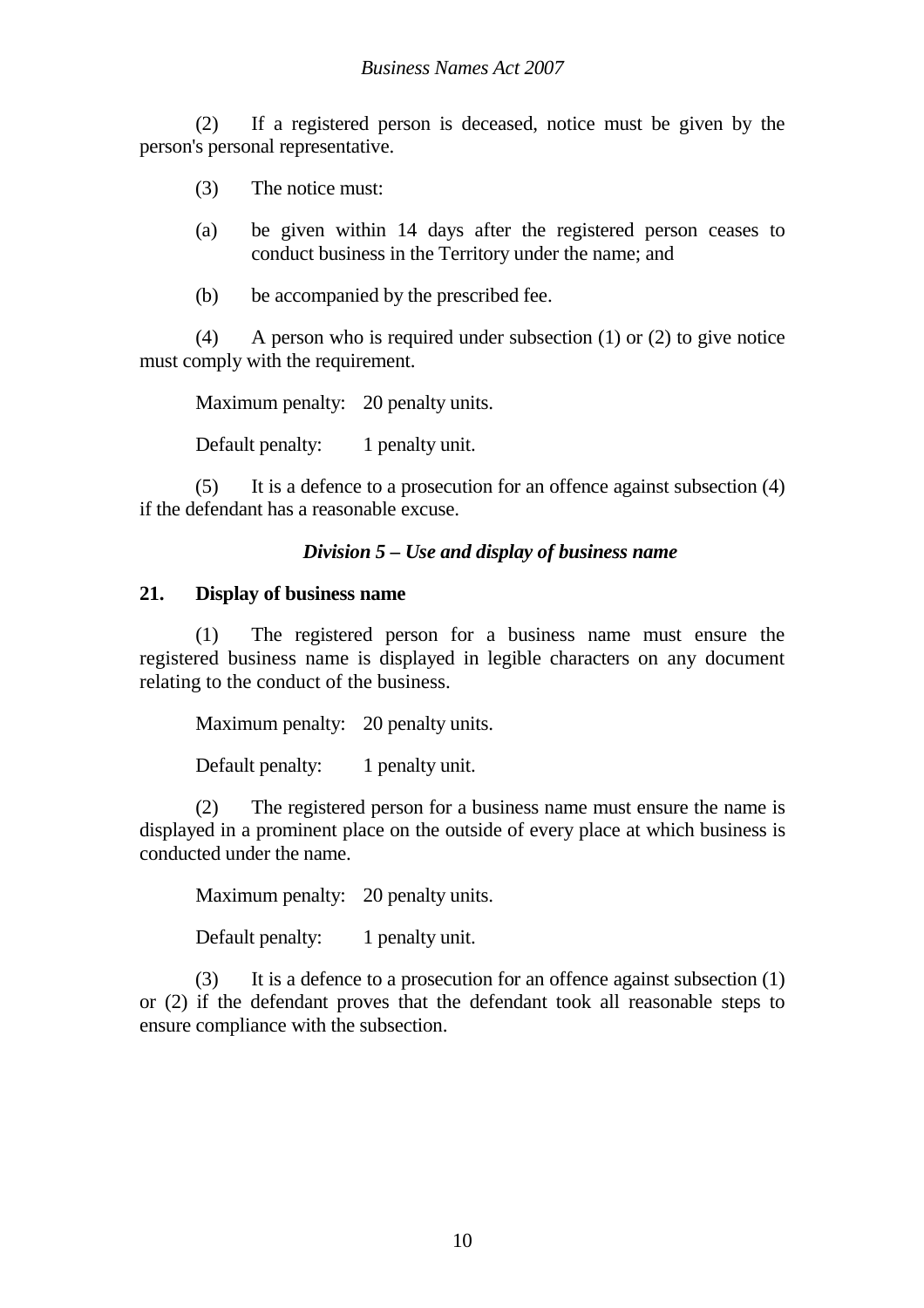(2) If a registered person is deceased, notice must be given by the person's personal representative.

(3) The notice must:

(a) be given within 14 days after the registered person ceases to conduct business in the Territory under the name; and

(b) be accompanied by the prescribed fee.

(4) A person who is required under subsection (1) or (2) to give notice must comply with the requirement.

Maximum penalty: 20 penalty units.

Default penalty: 1 penalty unit.

(5) It is a defence to a prosecution for an offence against subsection (4) if the defendant has a reasonable excuse.

### *Division 5 – Use and display of business name*

#### 21. Display of business name

(1) The registered person for a business name must ensure the registered business name is displayed in legible characters on any document relating to the conduct of the business.

Maximum penalty: 20 penalty units.

Default penalty: 1 penalty unit.

(2) The registered person for a business name must ensure the name is displayed in a prominent place on the outside of every place at which business is conducted under the name.

Maximum penalty: 20 penalty units.

Default penalty: 1 penalty unit.

(3) It is a defence to a prosecution for an offence against subsection (1) or (2) if the defendant proves that the defendant took all reasonable steps to ensure compliance with the subsection.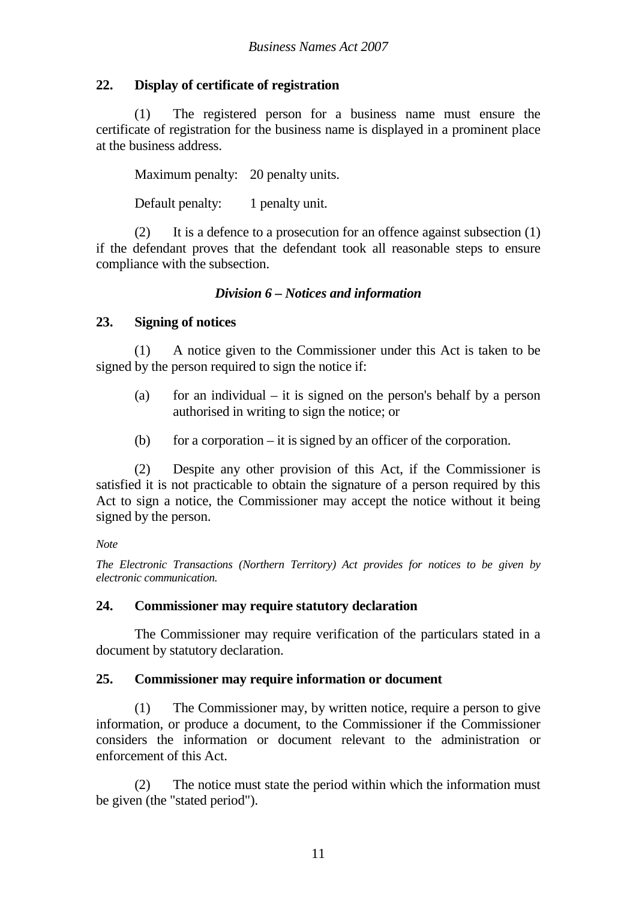### 22. Display of certificate of registration

(1) The registered person for a business name must ensure the certificate of registration for the business name is displayed in a prominent place at the business address.

Maximum penalty: 20 penalty units.

Default penalty: 1 penalty unit.

(2) It is a defence to a prosecution for an offence against subsection (1) if the defendant proves that the defendant took all reasonable steps to ensure compliance with the subsection.

## *Division 6 – Notices and information*

### 23. Signing of notices

(1) A notice given to the Commissioner under this Act is taken to be signed by the person required to sign the notice if:

(a) for an individual – it is signed on the person's behalf by a person authorised in writing to sign the notice; or

(b) for a corporation – it is signed by an officer of the corporation.

(2) Despite any other provision of this Act, if the Commissioner is satisfied it is not practicable to obtain the signature of a person required by this Act to sign a notice, the Commissioner may accept the notice without it being signed by the person.

*Note*

*The Electronic Transactions (Northern Territory) Act provides for notices to be given by electronic communication.*

### 24. Commissioner may require statutory declaration

The Commissioner may require verification of the particulars stated in a document by statutory declaration.

### 25. Commissioner may require information or document

(1) The Commissioner may, by written notice, require a person to give information, or produce a document, to the Commissioner if the Commissioner considers the information or document relevant to the administration or enforcement of this Act.

(2) The notice must state the period within which the information must be given (the "stated period").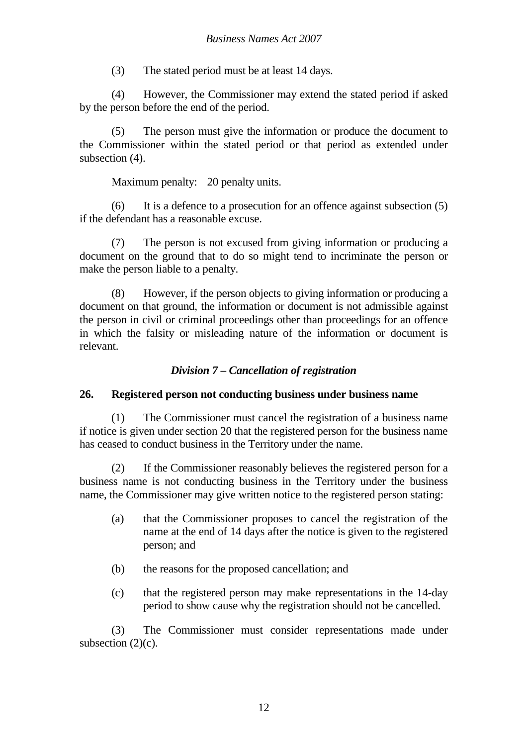(3) The stated period must be at least 14 days.

(4) However, the Commissioner may extend the stated period if asked by the person before the end of the period.

(5) The person must give the information or produce the document to the Commissioner within the stated period or that period as extended under subsection (4).

Maximum penalty: 20 penalty units.

(6) It is a defence to a prosecution for an offence against subsection (5) if the defendant has a reasonable excuse.

(7) The person is not excused from giving information or producing a document on the ground that to do so might tend to incriminate the person or make the person liable to a penalty.

(8) However, if the person objects to giving information or producing a document on that ground, the information or document is not admissible against the person in civil or criminal proceedings other than proceedings for an offence in which the falsity or misleading nature of the information or document is relevant.

### *Division 7 – Cancellation of registration*

**26. Registered person not conducting business under business name**

(1) The Commissioner must cancel the registration of a business name if notice is given under section 20 that the registered person for the business name has ceased to conduct business in the Territory under the name.

(2) If the Commissioner reasonably believes the registered person for a business name is not conducting business in the Territory under the business name, the Commissioner may give written notice to the registered person stating:

(a) that the Commissioner proposes to cancel the registration of the name at the end of 14 days after the notice is given to the registered person; and

(b) the reasons for the proposed cancellation; and

(c) that the registered person may make representations in the 14-day period to show cause why the registration should not be cancelled.

(3) The Commissioner must consider representations made under subsection (2)(c).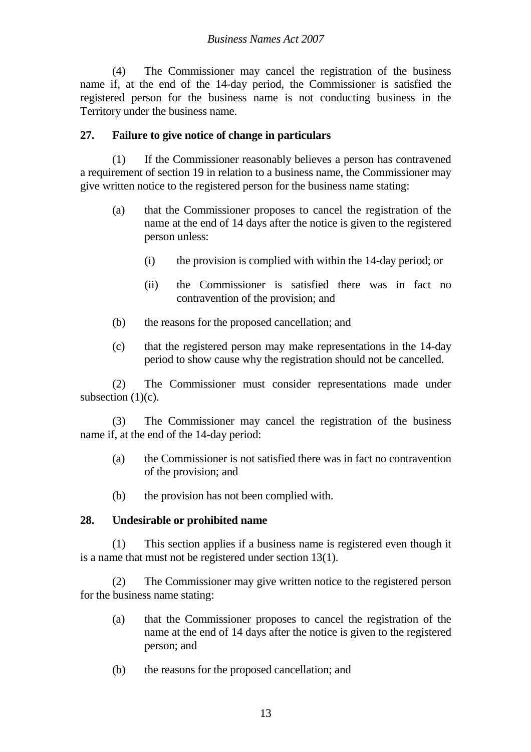(4) The Commissioner may cancel the registration of the business name if, at the end of the 14-day period, the Commissioner is satisfied the registered person for the business name is not conducting business in the Territory under the business name.

## 27. Failure to give notice of change in particulars

(1) If the Commissioner reasonably believes a person has contravened a requirement of section 19 in relation to a business name, the Commissioner may give written notice to the registered person for the business name stating:

(a) that the Commissioner proposes to cancel the registration of the name at the end of 14 days after the notice is given to the registered person unless:

(i) the provision is complied with within the 14-day period; or

(ii) the Commissioner is satisfied there was in fact no contravention of the provision; and

(b) the reasons for the proposed cancellation; and

(c) that the registered person may make representations in the 14-day period to show cause why the registration should not be cancelled.

(2) The Commissioner must consider representations made under subsection (1)(c).

(3) The Commissioner may cancel the registration of the business name if, at the end of the 14-day period:

(a) the Commissioner is not satisfied there was in fact no contravention of the provision; and

(b) the provision has not been complied with.

## 28. Undesirable or prohibited name

(1) This section applies if a business name is registered even though it is a name that must not be registered under section 13(1).

(2) The Commissioner may give written notice to the registered person for the business name stating:

(a) that the Commissioner proposes to cancel the registration of the name at the end of 14 days after the notice is given to the registered person; and

(b) the reasons for the proposed cancellation; and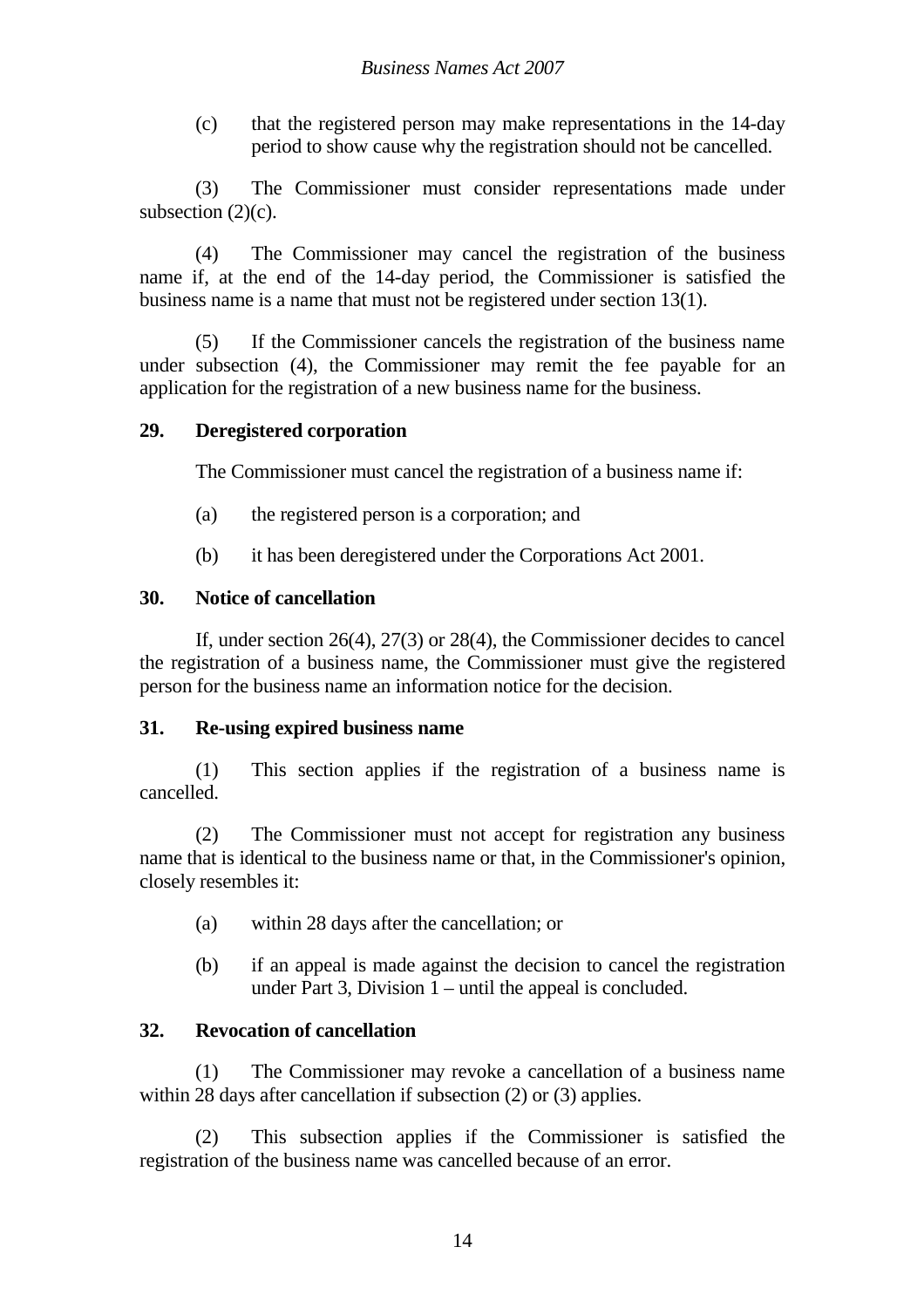(c) that the registered person may make representations in the 14-day period to show cause why the registration should not be cancelled.

(3) The Commissioner must consider representations made under subsection (2)(c).

(4) The Commissioner may cancel the registration of the business name if, at the end of the 14-day period, the Commissioner is satisfied the business name is a name that must not be registered under section 13(1).

(5) If the Commissioner cancels the registration of the business name under subsection (4), the Commissioner may remit the fee payable for an application for the registration of a new business name for the business.

**29. Deregistered corporation**

The Commissioner must cancel the registration of a business name if:

(a) the registered person is a corporation; and

(b) it has been deregistered under the Corporations Act 2001.

**30. Notice of cancellation**

If, under section 26(4), 27(3) or 28(4), the Commissioner decides to cancel the registration of a business name, the Commissioner must give the registered person for the business name an information notice for the decision.

**31. Re-using expired business name**

(1) This section applies if the registration of a business name is cancelled.

(2) The Commissioner must not accept for registration any business name that is identical to the business name or that, in the Commissioner's opinion, closely resembles it:

(a) within 28 days after the cancellation; or

(b) if an appeal is made against the decision to cancel the registration under Part 3, Division 1 – until the appeal is concluded.

**32. Revocation of cancellation**

(1) The Commissioner may revoke a cancellation of a business name within 28 days after cancellation if subsection (2) or (3) applies.

(2) This subsection applies if the Commissioner is satisfied the registration of the business name was cancelled because of an error.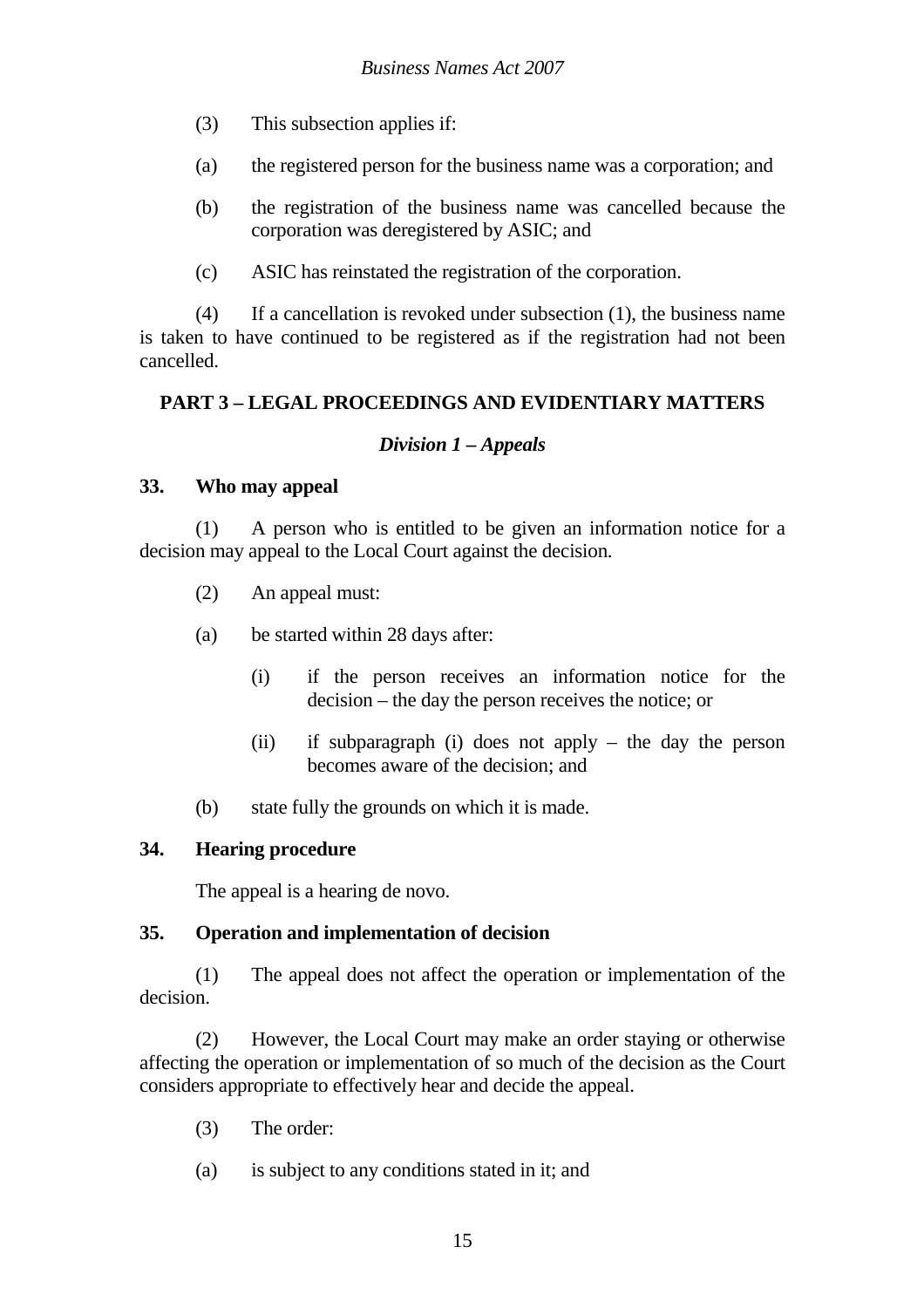(3) This subsection applies if:

(a) the registered person for the business name was a corporation; and

(b) the registration of the business name was cancelled because the corporation was deregistered by ASIC; and

(c) ASIC has reinstated the registration of the corporation.

(4) If a cancellation is revoked under subsection (1), the business name is taken to have continued to be registered as if the registration had not been cancelled.

## PART 3 – LEGAL PROCEEDINGS AND EVIDENTIARY MATTERS

### *Division 1 – Appeals*

#### 33. Who may appeal

(1) A person who is entitled to be given an information notice for a decision may appeal to the Local Court against the decision.

(2) An appeal must:

(a) be started within 28 days after:

(i) if the person receives an information notice for the decision – the day the person receives the notice; or

(ii) if subparagraph (i) does not apply – the day the person becomes aware of the decision; and

(b) state fully the grounds on which it is made.

#### 34. Hearing procedure

The appeal is a hearing de novo.

#### 35. Operation and implementation of decision

(1) The appeal does not affect the operation or implementation of the decision.

(2) However, the Local Court may make an order staying or otherwise affecting the operation or implementation of so much of the decision as the Court considers appropriate to effectively hear and decide the appeal.

(3) The order:

(a) is subject to any conditions stated in it; and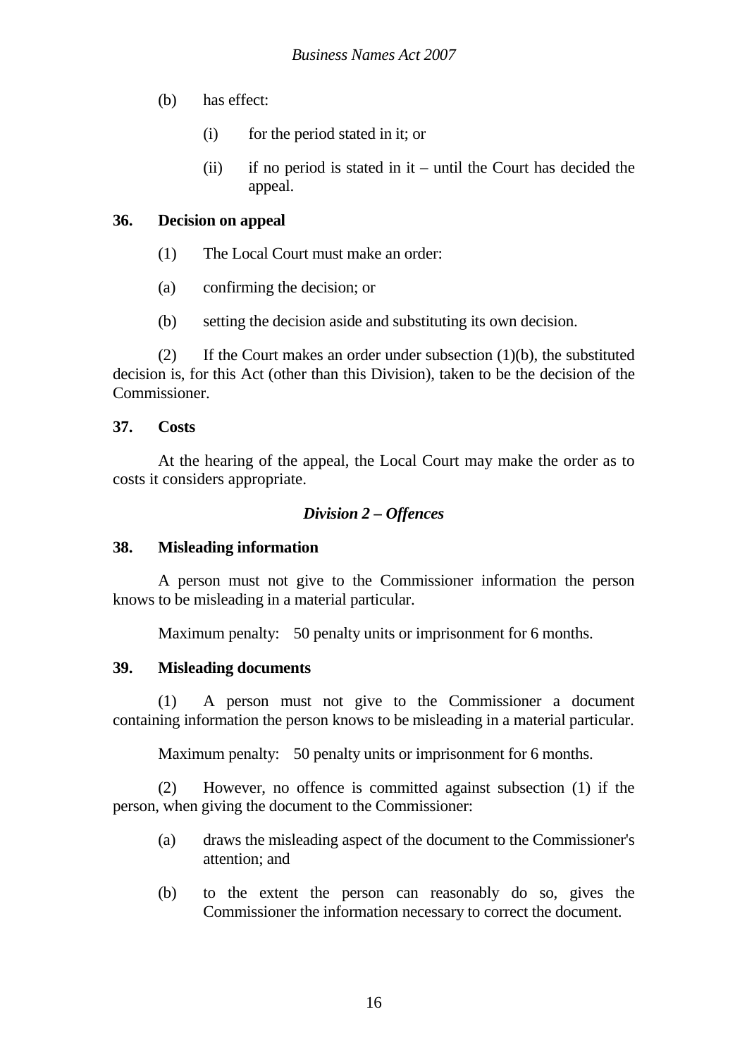(b) has effect:

(i) for the period stated in it; or

(ii) if no period is stated in it – until the Court has decided the appeal.

**36. Decision on appeal**

(1) The Local Court must make an order:

(a) confirming the decision; or

(b) setting the decision aside and substituting its own decision.

(2) If the Court makes an order under subsection (1)(b), the substituted decision is, for this Act (other than this Division), taken to be the decision of the Commissioner.

**37. Costs**

At the hearing of the appeal, the Local Court may make the order as to costs it considers appropriate.

### *Division 2 – Offences*

**38. Misleading information**

A person must not give to the Commissioner information the person knows to be misleading in a material particular.

Maximum penalty: 50 penalty units or imprisonment for 6 months.

**39. Misleading documents**

(1) A person must not give to the Commissioner a document containing information the person knows to be misleading in a material particular.

Maximum penalty: 50 penalty units or imprisonment for 6 months.

(2) However, no offence is committed against subsection (1) if the person, when giving the document to the Commissioner:

(a) draws the misleading aspect of the document to the Commissioner's attention; and

(b) to the extent the person can reasonably do so, gives the Commissioner the information necessary to correct the document.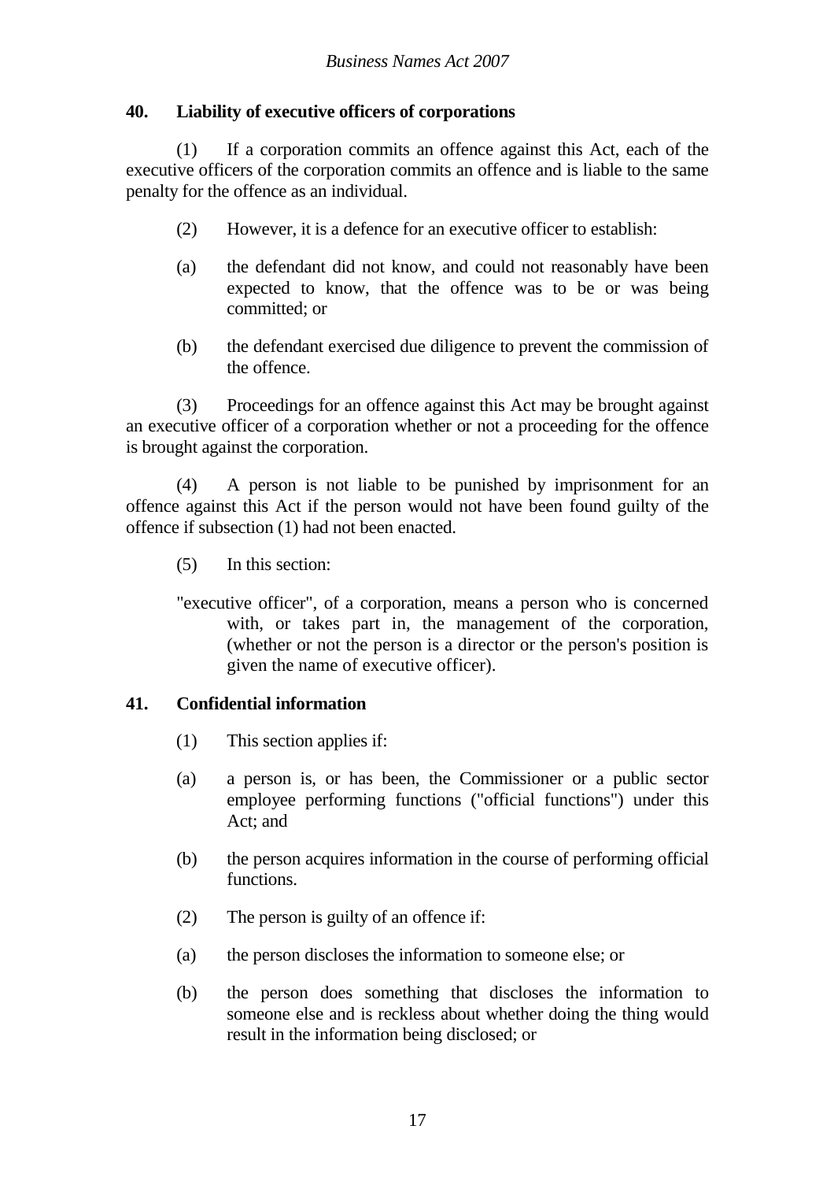**40. Liability of executive officers of corporations**

(1) If a corporation commits an offence against this Act, each of the executive officers of the corporation commits an offence and is liable to the same penalty for the offence as an individual.

(2) However, it is a defence for an executive officer to establish:

(a) the defendant did not know, and could not reasonably have been expected to know, that the offence was to be or was being committed; or

(b) the defendant exercised due diligence to prevent the commission of the offence.

(3) Proceedings for an offence against this Act may be brought against an executive officer of a corporation whether or not a proceeding for the offence is brought against the corporation.

(4) A person is not liable to be punished by imprisonment for an offence against this Act if the person would not have been found guilty of the offence if subsection (1) had not been enacted.

(5) In this section:

"executive officer", of a corporation, means a person who is concerned with, or takes part in, the management of the corporation, (whether or not the person is a director or the person's position is given the name of executive officer).

**41. Confidential information**

(1) This section applies if:

(a) a person is, or has been, the Commissioner or a public sector employee performing functions ("official functions") under this Act; and

(b) the person acquires information in the course of performing official functions.

(2) The person is guilty of an offence if:

(a) the person discloses the information to someone else; or

(b) the person does something that discloses the information to someone else and is reckless about whether doing the thing would result in the information being disclosed; or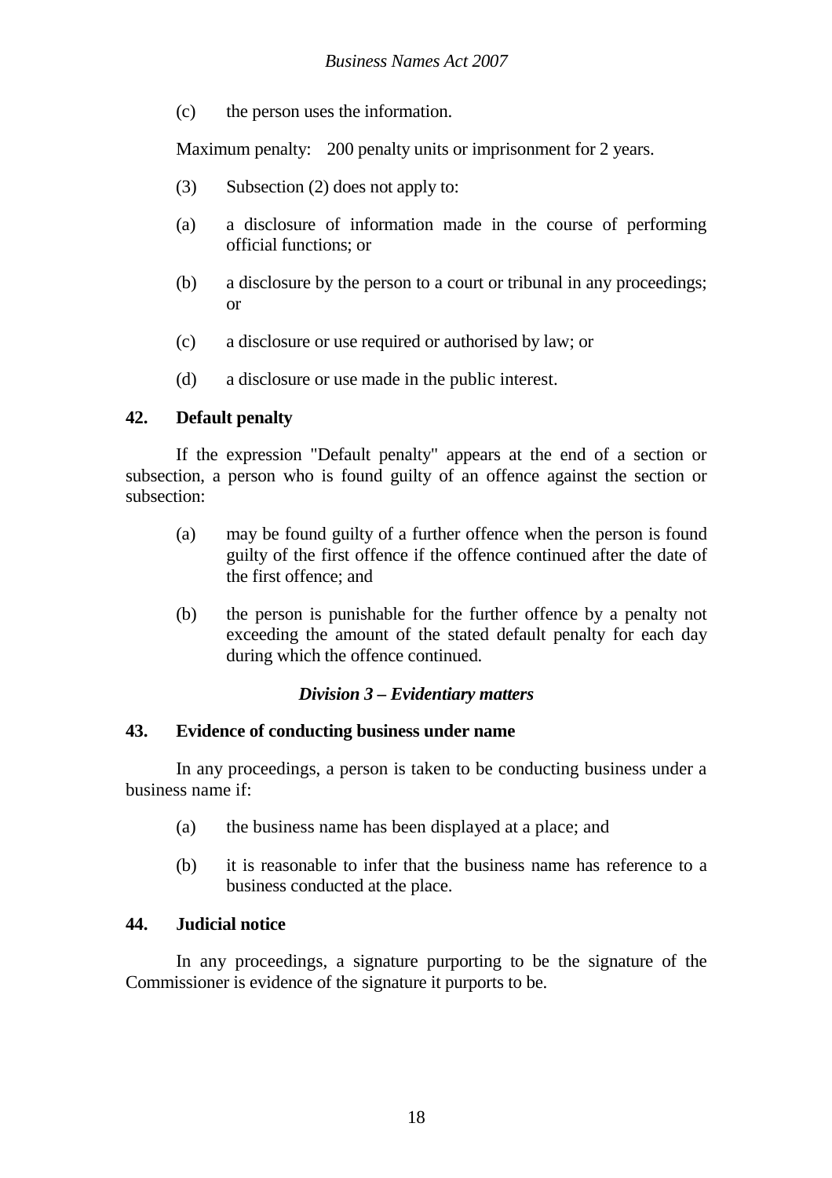(c) the person uses the information.

Maximum penalty: 200 penalty units or imprisonment for 2 years.

(3) Subsection (2) does not apply to:

(a) a disclosure of information made in the course of performing official functions; or

(b) a disclosure by the person to a court or tribunal in any proceedings; or

(c) a disclosure or use required or authorised by law; or

(d) a disclosure or use made in the public interest.

### 42. Default penalty

If the expression "Default penalty" appears at the end of a section or subsection, a person who is found guilty of an offence against the section or subsection:

(a) may be found guilty of a further offence when the person is found guilty of the first offence if the offence continued after the date of the first offence; and

(b) the person is punishable for the further offence by a penalty not exceeding the amount of the stated default penalty for each day during which the offence continued.

## *Division 3 – Evidentiary matters*

### 43. Evidence of conducting business under name

In any proceedings, a person is taken to be conducting business under a business name if:

(a) the business name has been displayed at a place; and

(b) it is reasonable to infer that the business name has reference to a business conducted at the place.

### 44. Judicial notice

In any proceedings, a signature purporting to be the signature of the Commissioner is evidence of the signature it purports to be.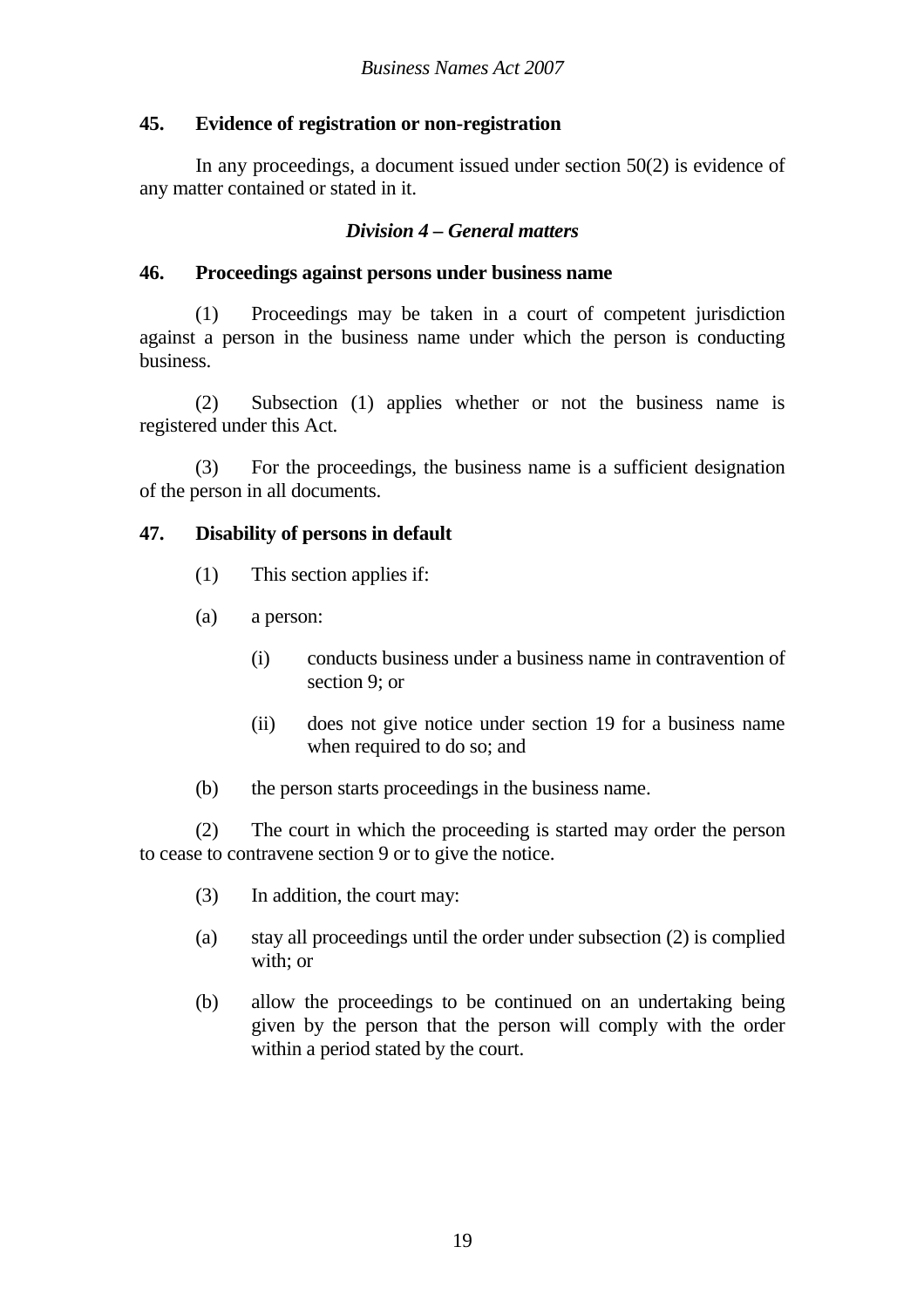### 45. Evidence of registration or non-registration

In any proceedings, a document issued under section 50(2) is evidence of any matter contained or stated in it.

## *Division 4 – General matters*

### 46. Proceedings against persons under business name

(1) Proceedings may be taken in a court of competent jurisdiction against a person in the business name under which the person is conducting business.

(2) Subsection (1) applies whether or not the business name is registered under this Act.

(3) For the proceedings, the business name is a sufficient designation of the person in all documents.

### 47. Disability of persons in default

(1) This section applies if:

(a) a person:

(i) conducts business under a business name in contravention of section 9; or

(ii) does not give notice under section 19 for a business name when required to do so; and

(b) the person starts proceedings in the business name.

(2) The court in which the proceeding is started may order the person to cease to contravene section 9 or to give the notice.

(3) In addition, the court may:

(a) stay all proceedings until the order under subsection (2) is complied with; or

(b) allow the proceedings to be continued on an undertaking being given by the person that the person will comply with the order within a period stated by the court.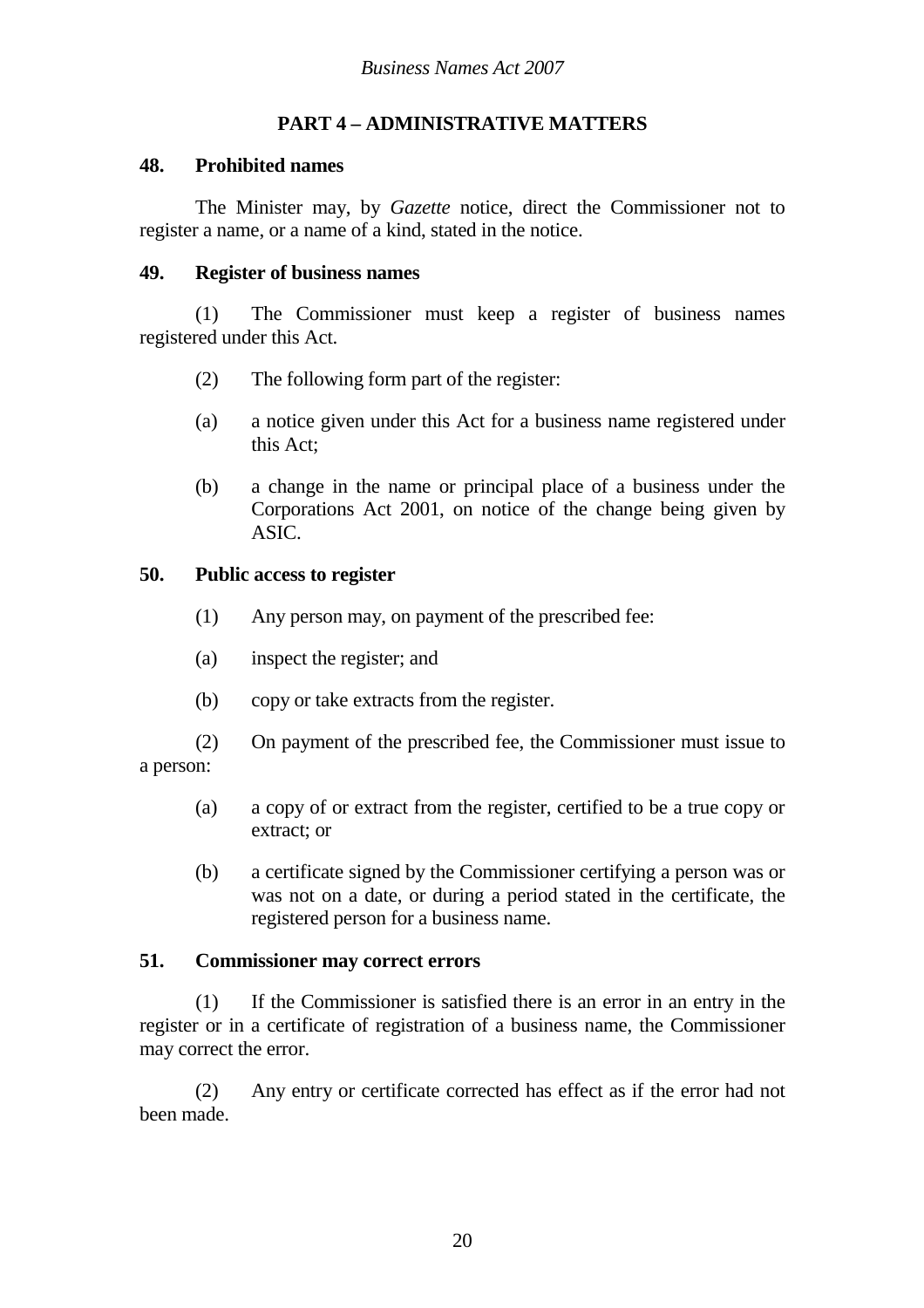## PART 4 – ADMINISTRATIVE MATTERS

### 48. Prohibited names

The Minister may, by *Gazette* notice, direct the Commissioner not to register a name, or a name of a kind, stated in the notice.

### 49. Register of business names

(1) The Commissioner must keep a register of business names registered under this Act.

(2) The following form part of the register:

(a) a notice given under this Act for a business name registered under this Act;

(b) a change in the name or principal place of a business under the Corporations Act 2001, on notice of the change being given by ASIC.

### 50. Public access to register

(1) Any person may, on payment of the prescribed fee:

(a) inspect the register; and

(b) copy or take extracts from the register.

(2) On payment of the prescribed fee, the Commissioner must issue to a person:

(a) a copy of or extract from the register, certified to be a true copy or extract; or

(b) a certificate signed by the Commissioner certifying a person was or was not on a date, or during a period stated in the certificate, the registered person for a business name.

### 51. Commissioner may correct errors

(1) If the Commissioner is satisfied there is an error in an entry in the register or in a certificate of registration of a business name, the Commissioner may correct the error.

(2) Any entry or certificate corrected has effect as if the error had not been made.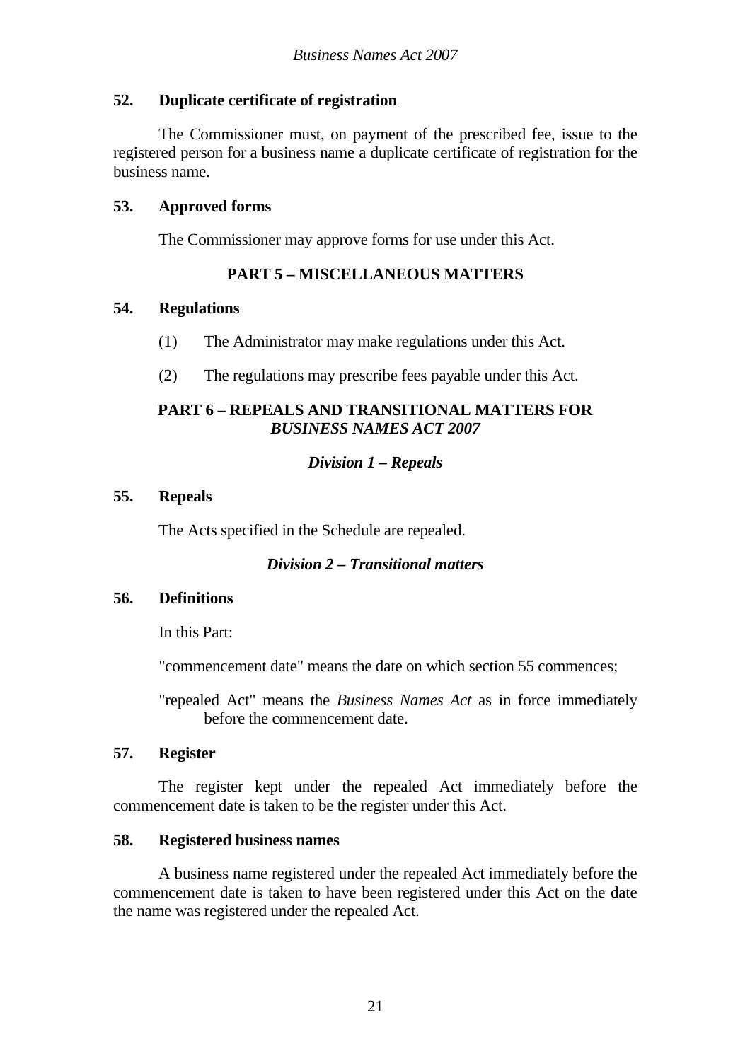**52. Duplicate certificate of registration**

The Commissioner must, on payment of the prescribed fee, issue to the registered person for a business name a duplicate certificate of registration for the business name.

**53. Approved forms**

The Commissioner may approve forms for use under this Act.

## PART 5 – MISCELLANEOUS MATTERS

**54. Regulations**

(1) The Administrator may make regulations under this Act.

(2) The regulations may prescribe fees payable under this Act.

## PART 6 – REPEALS AND TRANSITIONAL MATTERS FOR *BUSINESS NAMES ACT 2007*

### *Division 1 – Repeals*

**55. Repeals**

The Acts specified in the Schedule are repealed.

### *Division 2 – Transitional matters*

**56. Definitions**

In this Part:

"commencement date" means the date on which section 55 commences;

"repealed Act" means the *Business Names Act* as in force immediately before the commencement date.

**57. Register**

The register kept under the repealed Act immediately before the commencement date is taken to be the register under this Act.

**58. Registered business names**

A business name registered under the repealed Act immediately before the commencement date is taken to have been registered under this Act on the date the name was registered under the repealed Act.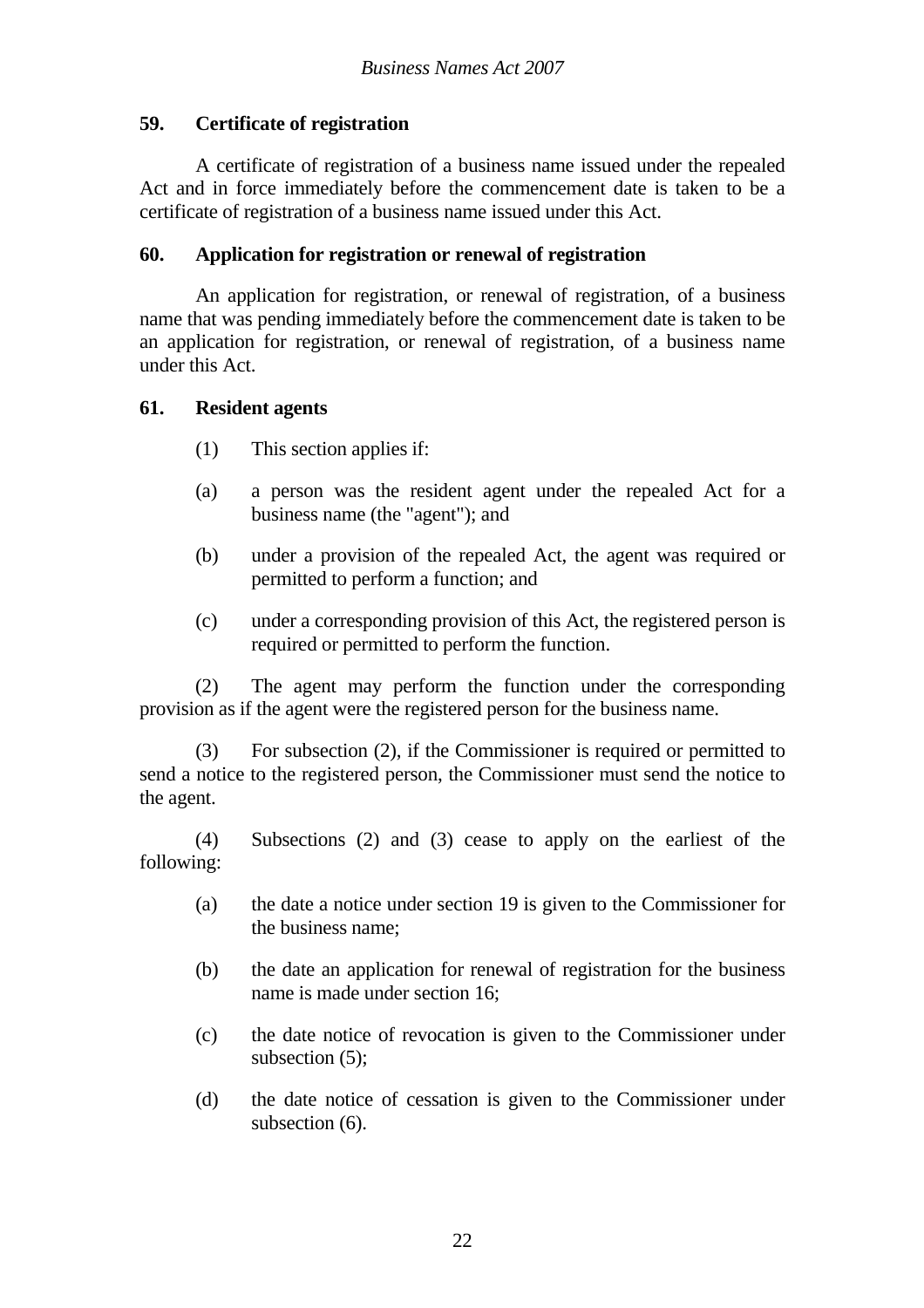### 59. Certificate of registration

A certificate of registration of a business name issued under the repealed Act and in force immediately before the commencement date is taken to be a certificate of registration of a business name issued under this Act.

### 60. Application for registration or renewal of registration

An application for registration, or renewal of registration, of a business name that was pending immediately before the commencement date is taken to be an application for registration, or renewal of registration, of a business name under this Act.

### 61. Resident agents

(1) This section applies if:

(a) a person was the resident agent under the repealed Act for a business name (the "agent"); and

(b) under a provision of the repealed Act, the agent was required or permitted to perform a function; and

(c) under a corresponding provision of this Act, the registered person is required or permitted to perform the function.

(2) The agent may perform the function under the corresponding provision as if the agent were the registered person for the business name.

(3) For subsection (2), if the Commissioner is required or permitted to send a notice to the registered person, the Commissioner must send the notice to the agent.

(4) Subsections (2) and (3) cease to apply on the earliest of the following:

(a) the date a notice under section 19 is given to the Commissioner for the business name;

(b) the date an application for renewal of registration for the business name is made under section 16;

(c) the date notice of revocation is given to the Commissioner under subsection (5);

(d) the date notice of cessation is given to the Commissioner under subsection (6).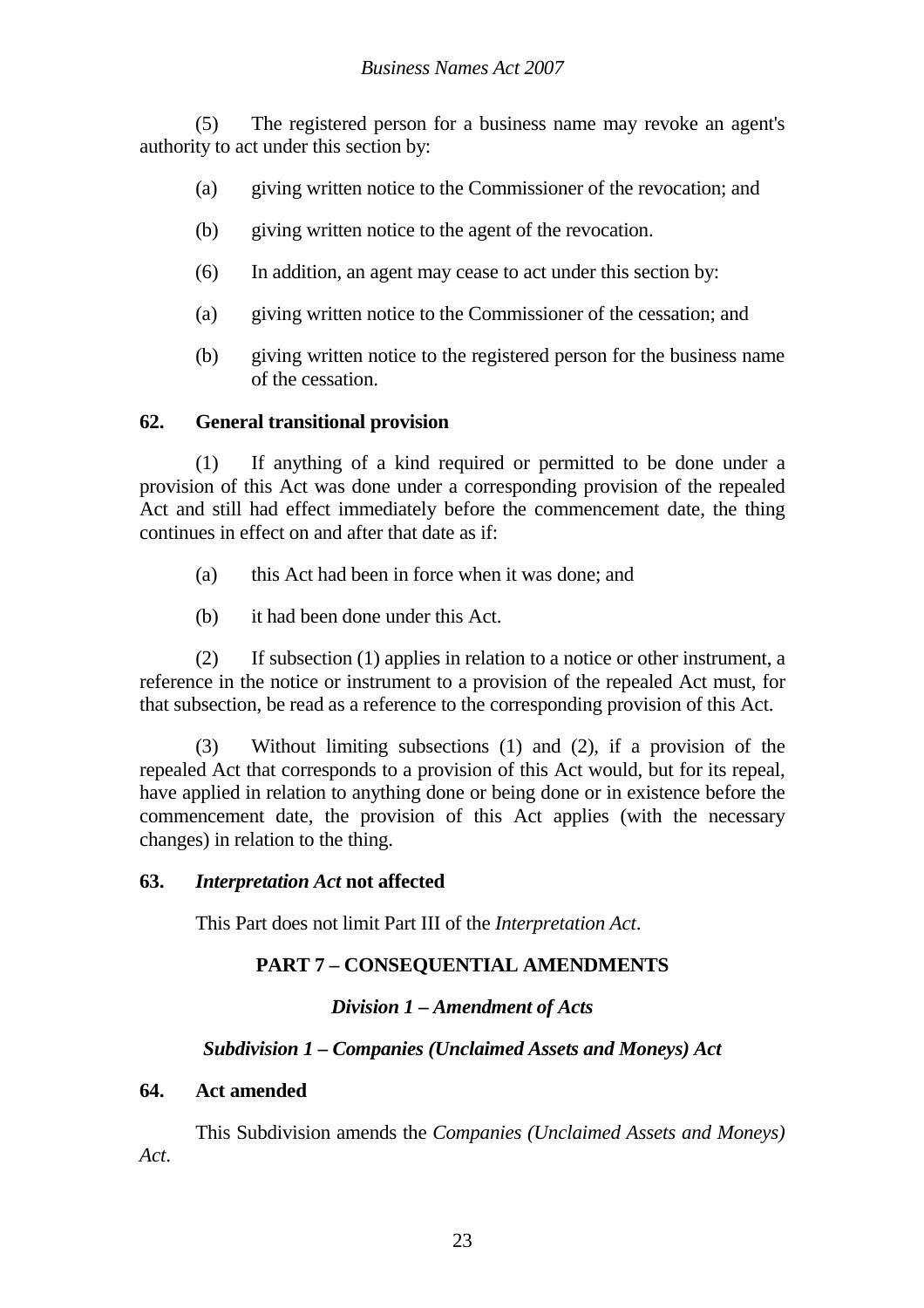(5) The registered person for a business name may revoke an agent's authority to act under this section by:

(a) giving written notice to the Commissioner of the revocation; and

(b) giving written notice to the agent of the revocation.

(6) In addition, an agent may cease to act under this section by:

(a) giving written notice to the Commissioner of the cessation; and

(b) giving written notice to the registered person for the business name of the cessation.

### 62. General transitional provision

(1) If anything of a kind required or permitted to be done under a provision of this Act was done under a corresponding provision of the repealed Act and still had effect immediately before the commencement date, the thing continues in effect on and after that date as if:

(a) this Act had been in force when it was done; and

(b) it had been done under this Act.

(2) If subsection (1) applies in relation to a notice or other instrument, a reference in the notice or instrument to a provision of the repealed Act must, for that subsection, be read as a reference to the corresponding provision of this Act.

(3) Without limiting subsections (1) and (2), if a provision of the repealed Act that corresponds to a provision of this Act would, but for its repeal, have applied in relation to anything done or being done or in existence before the commencement date, the provision of this Act applies (with the necessary changes) in relation to the thing.

### 63. *Interpretation Act* not affected

This Part does not limit Part III of the *Interpretation Act*.

## PART 7 – CONSEQUENTIAL AMENDMENTS

### *Division 1 – Amendment of Acts*

### *Subdivision 1 – Companies (Unclaimed Assets and Moneys) Act*

### 64. Act amended

This Subdivision amends the *Companies (Unclaimed Assets and Moneys) Act*.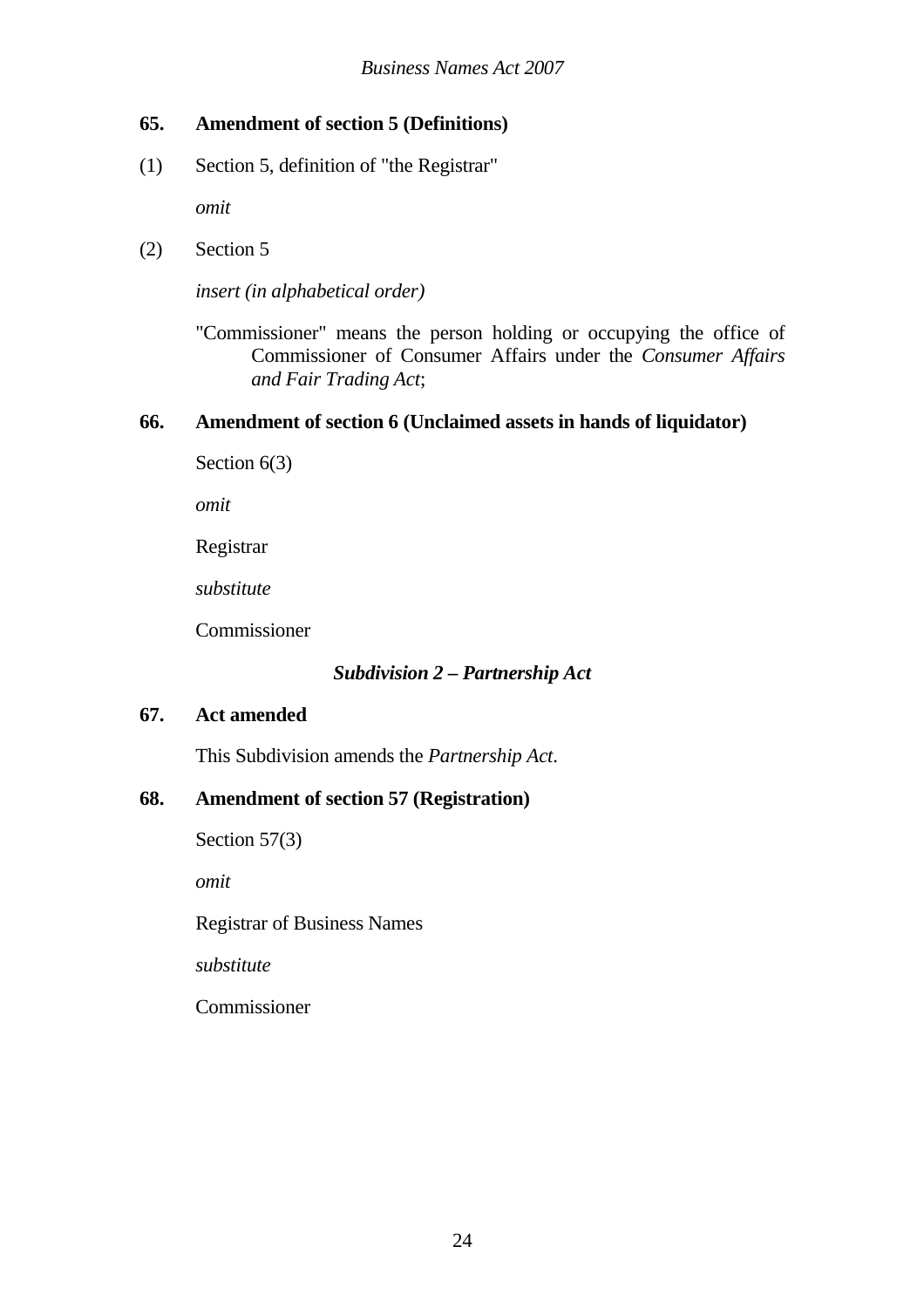**65. Amendment of section 5 (Definitions)**

(1) Section 5, definition of "the Registrar"

*omit*

(2) Section 5

*insert (in alphabetical order)*

"Commissioner" means the person holding or occupying the office of Commissioner of Consumer Affairs under the *Consumer Affairs and Fair Trading Act*;

**66. Amendment of section 6 (Unclaimed assets in hands of liquidator)**

Section 6(3)

*omit*

Registrar

*substitute*

Commissioner

***Subdivision 2 – Partnership Act***

**67. Act amended**

This Subdivision amends the *Partnership Act*.

**68. Amendment of section 57 (Registration)**

Section 57(3)

*omit*

Registrar of Business Names

*substitute*

Commissioner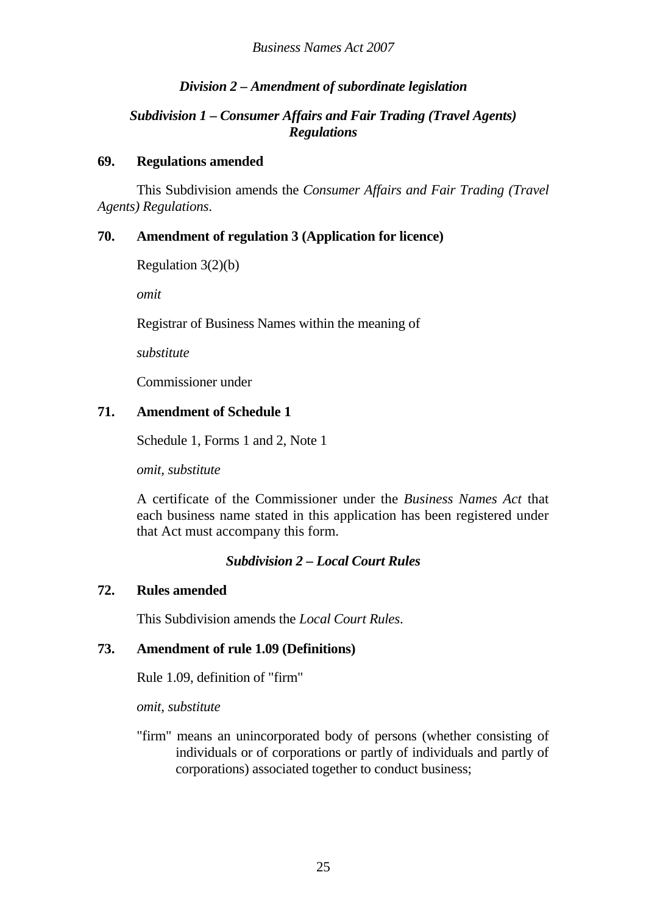### *Division 2 – Amendment of subordinate legislation*

### *Subdivision 1 – Consumer Affairs and Fair Trading (Travel Agents) Regulations*

**69. Regulations amended**

This Subdivision amends the *Consumer Affairs and Fair Trading (Travel Agents) Regulations*.

**70. Amendment of regulation 3 (Application for licence)**

Regulation 3(2)(b)

*omit*

Registrar of Business Names within the meaning of

*substitute*

Commissioner under

**71. Amendment of Schedule 1**

Schedule 1, Forms 1 and 2, Note 1

*omit, substitute*

A certificate of the Commissioner under the *Business Names Act* that each business name stated in this application has been registered under that Act must accompany this form.

### *Subdivision 2 – Local Court Rules*

**72. Rules amended**

This Subdivision amends the *Local Court Rules*.

**73. Amendment of rule 1.09 (Definitions)**

Rule 1.09, definition of "firm"

*omit, substitute*

"firm" means an unincorporated body of persons (whether consisting of individuals or of corporations or partly of individuals and partly of corporations) associated together to conduct business;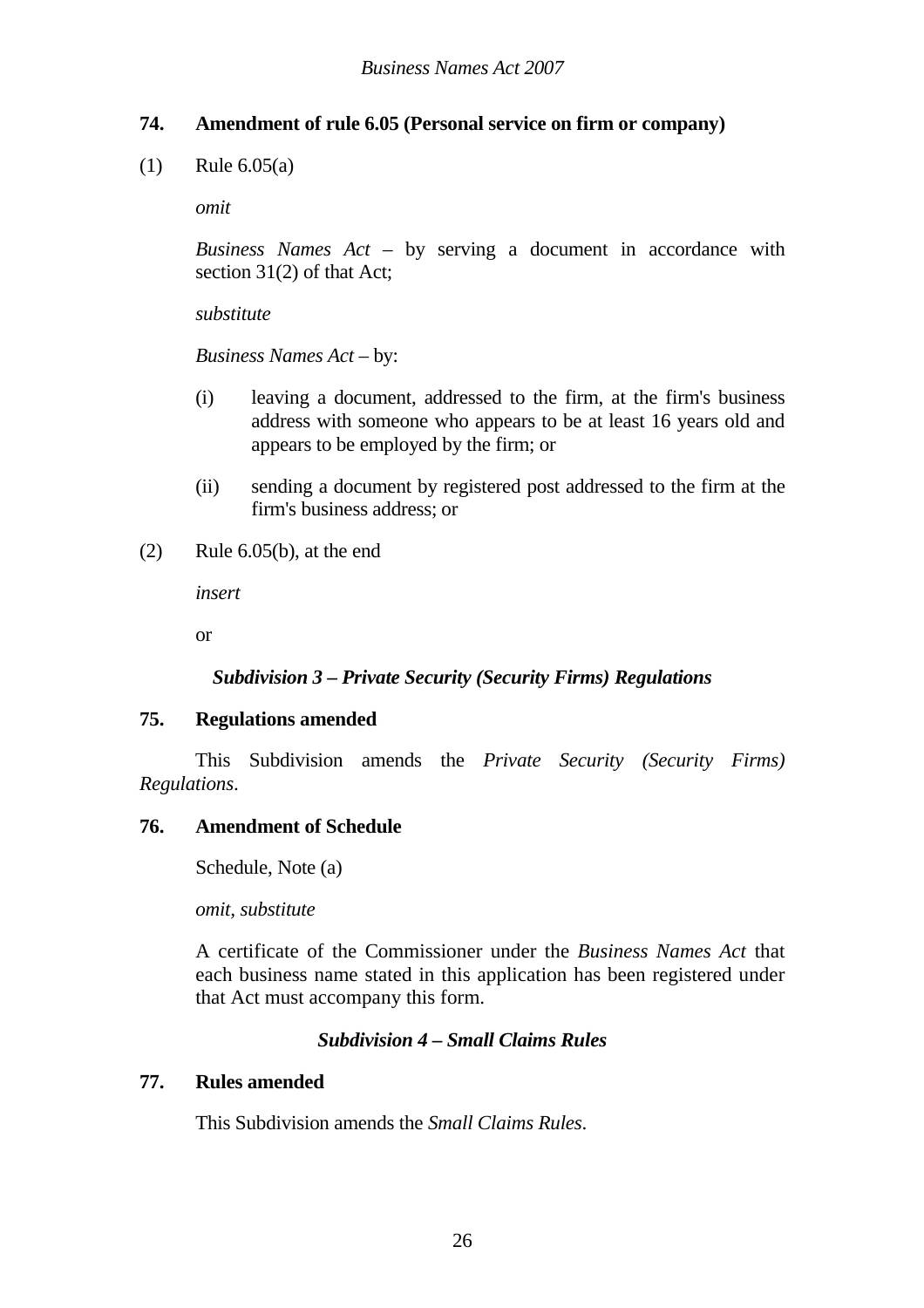### 74. Amendment of rule 6.05 (Personal service on firm or company)

(1) Rule 6.05(a)

*omit*

*Business Names Act* – by serving a document in accordance with section 31(2) of that Act;

*substitute*

*Business Names Act* – by:

(i) leaving a document, addressed to the firm, at the firm's business address with someone who appears to be at least 16 years old and appears to be employed by the firm; or

(ii) sending a document by registered post addressed to the firm at the firm's business address; or

(2) Rule 6.05(b), at the end

*insert*

or

### *Subdivision 3 – Private Security (Security Firms) Regulations*

### 75. Regulations amended

This Subdivision amends the *Private Security (Security Firms) Regulations*.

### 76. Amendment of Schedule

Schedule, Note (a)

*omit, substitute*

A certificate of the Commissioner under the *Business Names Act* that each business name stated in this application has been registered under that Act must accompany this form.

### *Subdivision 4 – Small Claims Rules*

### 77. Rules amended

This Subdivision amends the *Small Claims Rules*.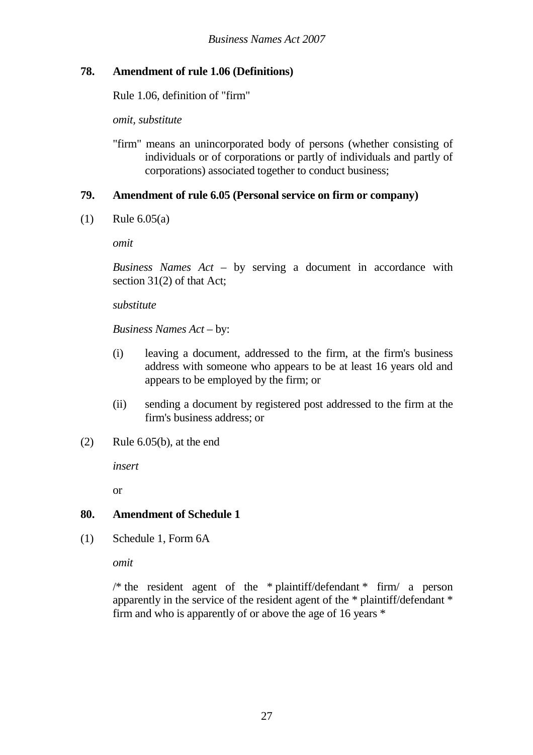### 78. Amendment of rule 1.06 (Definitions)

Rule 1.06, definition of "firm"

*omit, substitute*

"firm" means an unincorporated body of persons (whether consisting of individuals or of corporations or partly of individuals and partly of corporations) associated together to conduct business;

### 79. Amendment of rule 6.05 (Personal service on firm or company)

(1) Rule 6.05(a)

*omit*

*Business Names Act* – by serving a document in accordance with section 31(2) of that Act;

*substitute*

*Business Names Act* – by:

(i) leaving a document, addressed to the firm, at the firm's business address with someone who appears to be at least 16 years old and appears to be employed by the firm; or

(ii) sending a document by registered post addressed to the firm at the firm's business address; or

(2) Rule 6.05(b), at the end

*insert*

or

### 80. Amendment of Schedule 1

(1) Schedule 1, Form 6A

*omit*

/* the resident agent of the * plaintiff/defendant * firm/ a person apparently in the service of the resident agent of the * plaintiff/defendant * firm and who is apparently of or above the age of 16 years *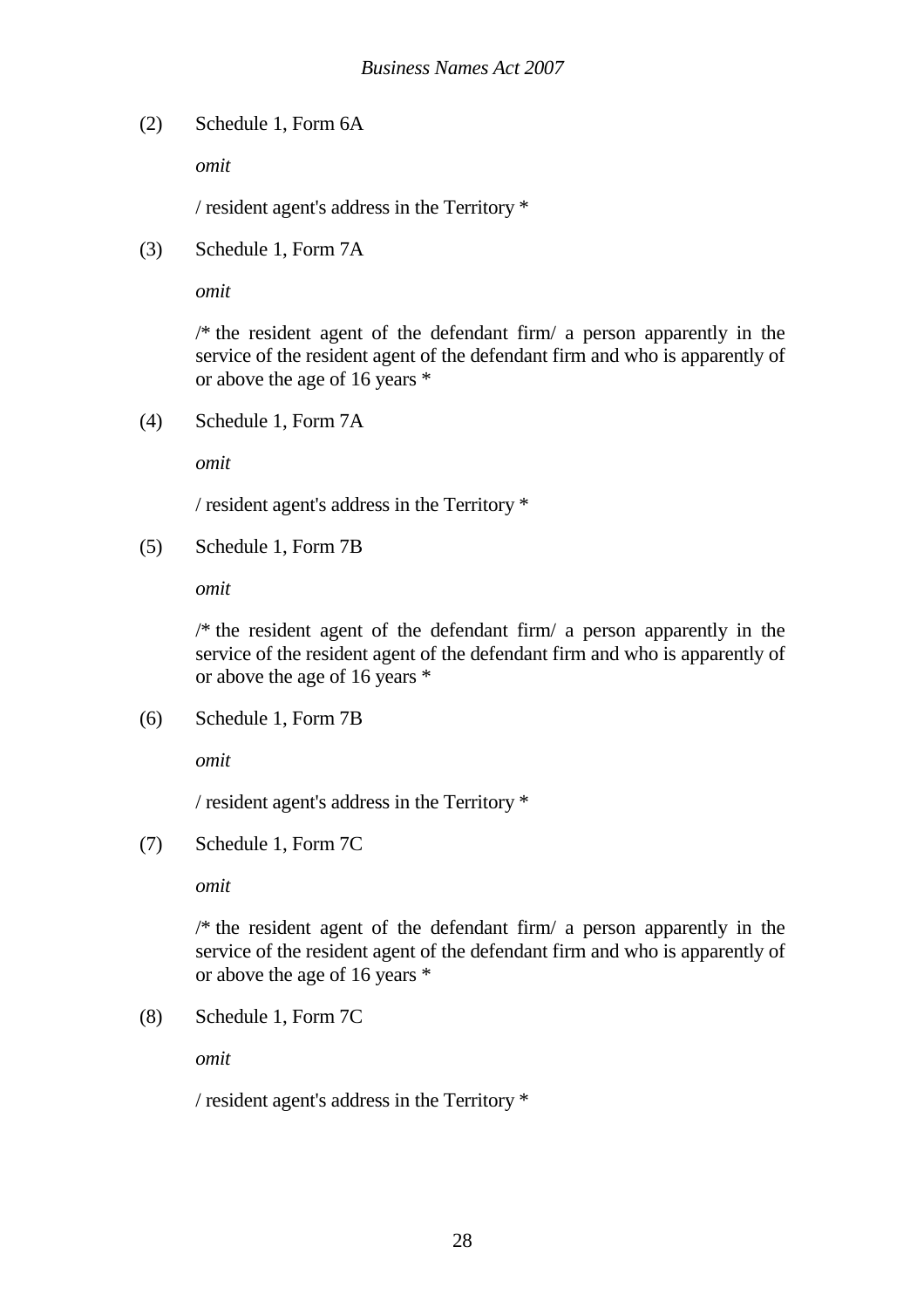(2) Schedule 1, Form 6A

*omit*

/ resident agent's address in the Territory *

(3) Schedule 1, Form 7A

*omit*

/* the resident agent of the defendant firm/ a person apparently in the service of the resident agent of the defendant firm and who is apparently of or above the age of 16 years *

(4) Schedule 1, Form 7A

*omit*

/ resident agent's address in the Territory *

(5) Schedule 1, Form 7B

*omit*

/* the resident agent of the defendant firm/ a person apparently in the service of the resident agent of the defendant firm and who is apparently of or above the age of 16 years *

(6) Schedule 1, Form 7B

*omit*

/ resident agent's address in the Territory *

(7) Schedule 1, Form 7C

*omit*

/* the resident agent of the defendant firm/ a person apparently in the service of the resident agent of the defendant firm and who is apparently of or above the age of 16 years *

(8) Schedule 1, Form 7C

*omit*

/ resident agent's address in the Territory *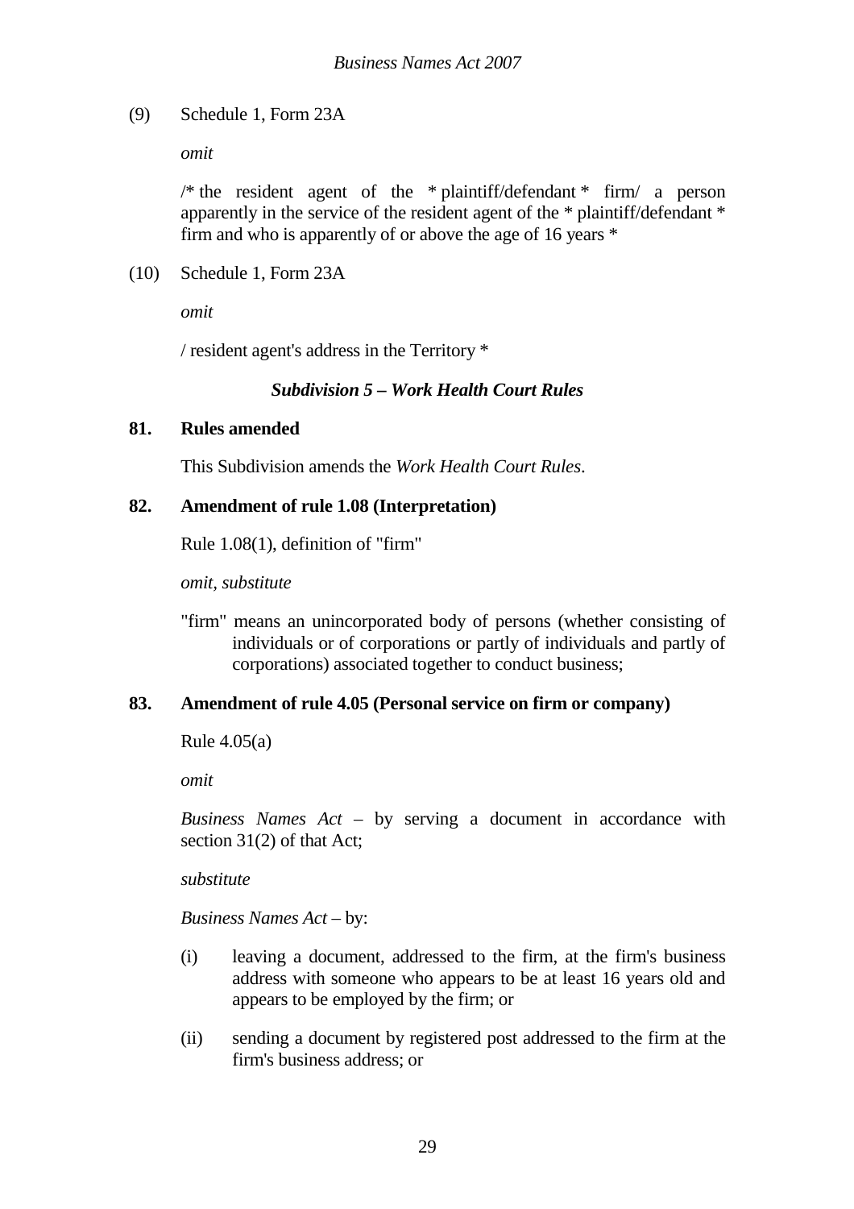(9) Schedule 1, Form 23A

*omit*

/* the resident agent of the * plaintiff/defendant * firm/ a person apparently in the service of the resident agent of the * plaintiff/defendant * firm and who is apparently of or above the age of 16 years *

(10) Schedule 1, Form 23A

*omit*

/ resident agent's address in the Territory *

### *Subdivision 5 – Work Health Court Rules*

**81. Rules amended**

This Subdivision amends the *Work Health Court Rules*.

**82. Amendment of rule 1.08 (Interpretation)**

Rule 1.08(1), definition of "firm"

*omit, substitute*

"firm" means an unincorporated body of persons (whether consisting of individuals or of corporations or partly of individuals and partly of corporations) associated together to conduct business;

**83. Amendment of rule 4.05 (Personal service on firm or company)**

Rule 4.05(a)

*omit*

*Business Names Act* – by serving a document in accordance with section 31(2) of that Act;

*substitute*

*Business Names Act* – by:

(i) leaving a document, addressed to the firm, at the firm's business address with someone who appears to be at least 16 years old and appears to be employed by the firm; or

(ii) sending a document by registered post addressed to the firm at the firm's business address; or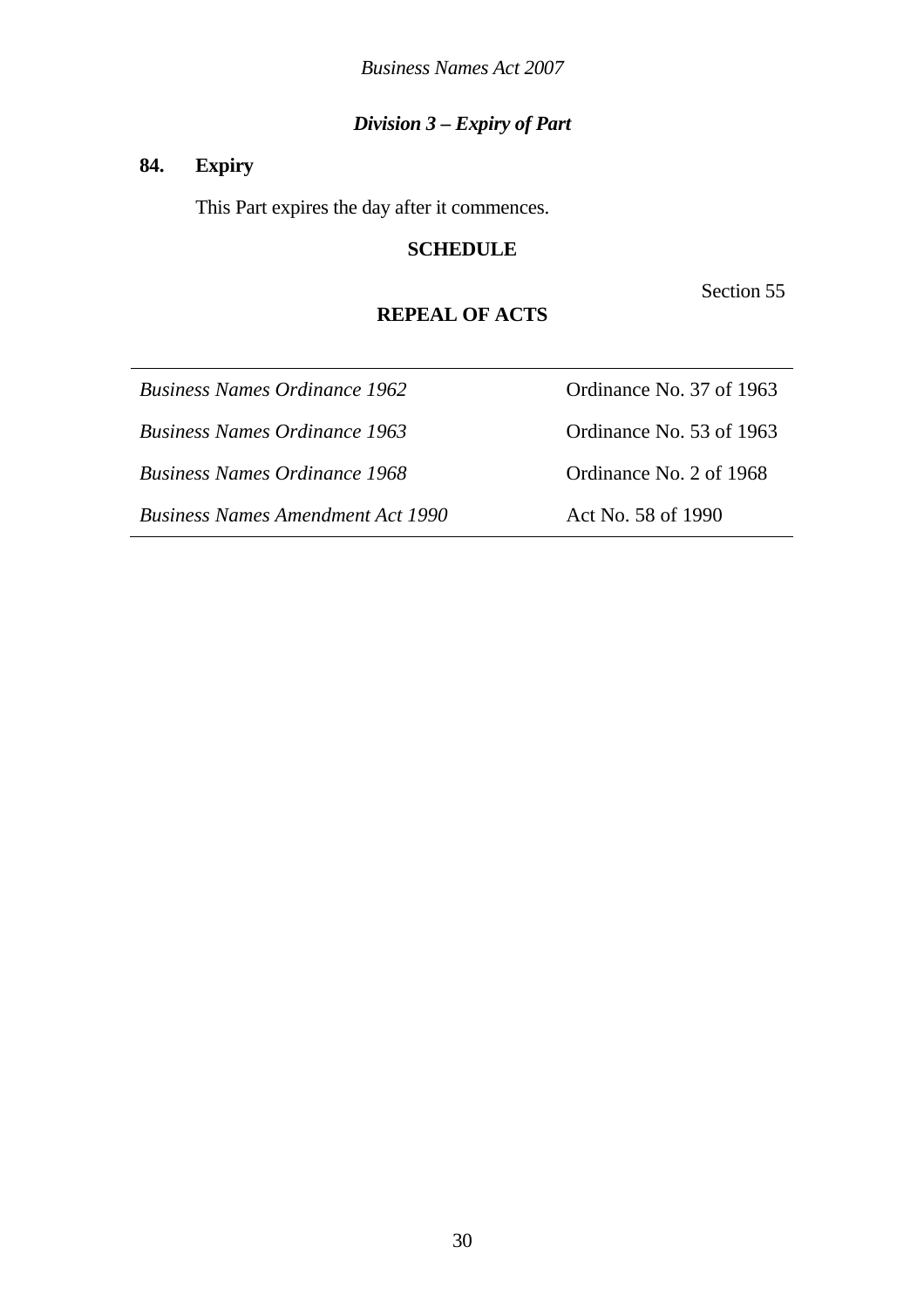### *Division 3 – Expiry of Part*

**84. Expiry**

This Part expires the day after it commences.

**SCHEDULE**

Section 55

**REPEAL OF ACTS**

| | |
|---|---|
| *Business Names Ordinance 1962* | Ordinance No. 37 of 1963 |
| *Business Names Ordinance 1963* | Ordinance No. 53 of 1963 |
| *Business Names Ordinance 1968* | Ordinance No. 2 of 1968 |
| *Business Names Amendment Act 1990* | Act No. 58 of 1990 |